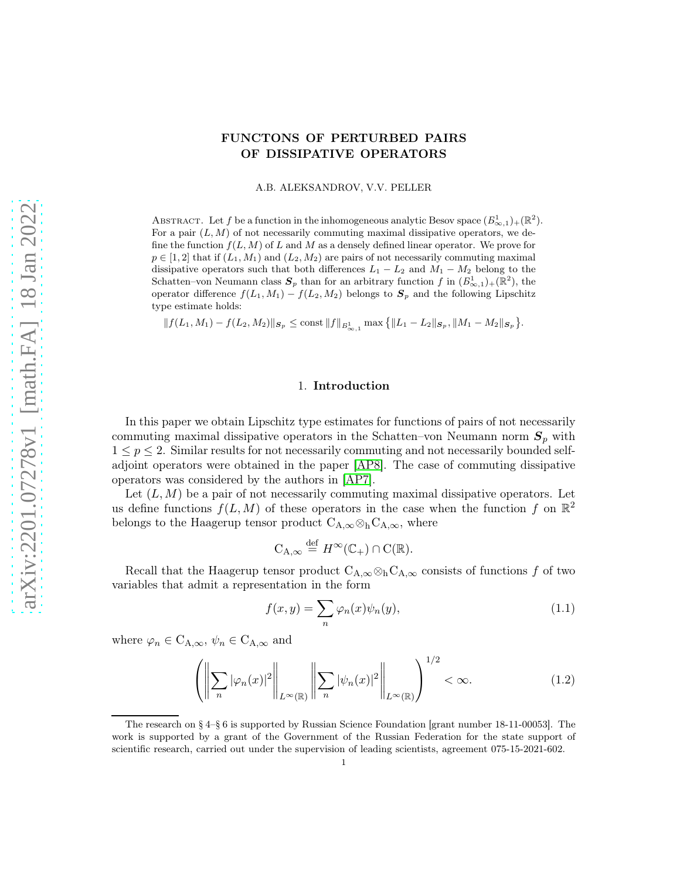# FUNCTONS OF PERTURBED PAIRS OF DISSIPATIVE OPERATORS

A.B. ALEKSANDROV, V.V. PELLER

Abstract. Let $f$ be a function in the inhomogeneous analytic Besov space $(B^1_{\infty,1})_+(\mathbb{R}^2)$. For a pair $(L,M)$ of not necessarily commuting maximal dissipative operators, we define the function $f(L,M)$ of $L$ and $M$ as a densely defined linear operator. We prove for $p\in[1,2]$ that if $(L_1,M_1)$ and $(L_2,M_2)$ are pairs of not necessarily commuting maximal dissipative operators such that both differences $L_1-L_2$ and $M_1-M_2$ belong to the Schatten–von Neumann class $\boldsymbol{S}_p$ than for an arbitrary function $f$ in $(B^1_{\infty,1})_+(\mathbb{R}^2)$, the operator difference $f(L_1,M_1)-f(L_2,M_2)$ belongs to $\boldsymbol{S}_p$ and the following Lipschitz type estimate holds:

$$\|f(L_1,M_1)-f(L_2,M_2)\|_{\boldsymbol{S}_p}\le\mathrm{const}\,\|f\|_{B^1_{\infty,1}}\max\big\{\|L_1-L_2\|_{\boldsymbol{S}_p},\|M_1-M_2\|_{\boldsymbol{S}_p}\big\}.$$

## 1. Introduction

In this paper we obtain Lipschitz type estimates for functions of pairs of not necessarily commuting maximal dissipative operators in the Schatten–von Neumann norm $\boldsymbol{S}_p$ with $1\le p\le 2$. Similar results for not necessarily commuting and not necessarily bounded self-adjoint operators were obtained in the paper [AP8]. The case of commuting dissipative operators was considered by the authors in [AP7].

Let $(L,M)$ be a pair of not necessarily commuting maximal dissipative operators. Let us define functions $f(L,M)$ of these operators in the case when the function $f$ on $\mathbb{R}^2$ belongs to the Haagerup tensor product $\mathrm{C}_{\mathrm{A},\infty}\!\otimes_{\mathrm{h}}\!\mathrm{C}_{\mathrm{A},\infty}$, where

$$\mathrm{C}_{\mathrm{A},\infty}\stackrel{\mathrm{def}}{=}H^\infty(\mathbb{C}_+)\cap\mathrm{C}(\mathbb{R}).$$

Recall that the Haagerup tensor product $\mathrm{C}_{\mathrm{A},\infty}\!\otimes_{\mathrm{h}}\!\mathrm{C}_{\mathrm{A},\infty}$ consists of functions $f$ of two variables that admit a representation in the form

$$f(x,y)=\sum_n\varphi_n(x)\psi_n(y),\tag{1.1}$$

where $\varphi_n\in\mathrm{C}_{\mathrm{A},\infty}$, $\psi_n\in\mathrm{C}_{\mathrm{A},\infty}$ and

$$\left(\left\|\sum_n|\varphi_n(x)|^2\right\|_{L^\infty(\mathbb{R})}\left\|\sum_n|\psi_n(x)|^2\right\|_{L^\infty(\mathbb{R})}\right)^{1/2}<\infty.\tag{1.2}$$

The research on § 4–§ 6 is supported by Russian Science Foundation [grant number 18-11-00053]. The work is supported by a grant of the Government of the Russian Federation for the state support of scientific research, carried out under the supervision of leading scientists, agreement 075-15-2021-602.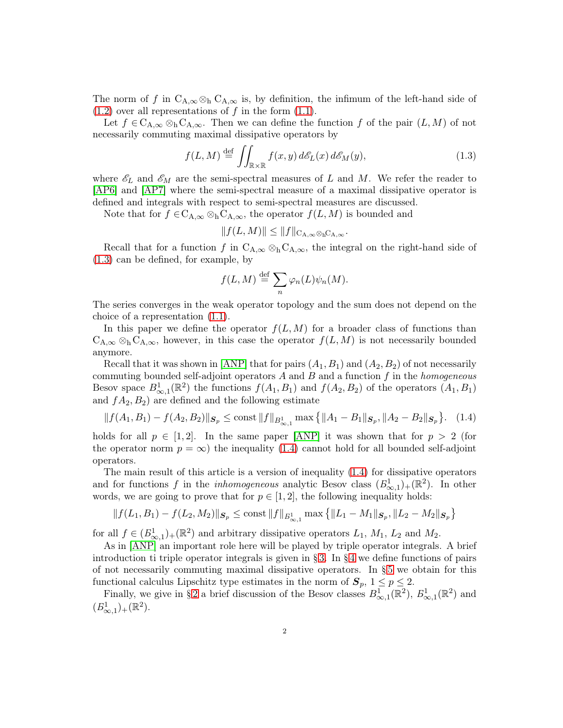The norm of $f$ in $\mathrm{C}_{\mathrm{A},\infty} \otimes_{\mathrm{h}} \mathrm{C}_{\mathrm{A},\infty}$ is, by definition, the infimum of the left-hand side of (1.2) over all representations of $f$ in the form (1.1).

Let $f \in \mathrm{C}_{\mathrm{A},\infty} \otimes_{\mathrm{h}} \mathrm{C}_{\mathrm{A},\infty}$. Then we can define the function $f$ of the pair $(L, M)$ of not necessarily commuting maximal dissipative operators by

$$f(L, M) \stackrel{\text{def}}{=} \iint_{\mathbb{R}\times\mathbb{R}} f(x, y)\, d\mathscr{E}_L(x)\, d\mathscr{E}_M(y), \tag{1.3}$$

where $\mathscr{E}_L$ and $\mathscr{E}_M$ are the semi-spectral measures of $L$ and $M$. We refer the reader to [AP6] and [AP7] where the semi-spectral measure of a maximal dissipative operator is defined and integrals with respect to semi-spectral measures are discussed.

Note that for $f \in \mathrm{C}_{\mathrm{A},\infty} \otimes_{\mathrm{h}} \mathrm{C}_{\mathrm{A},\infty}$, the operator $f(L, M)$ is bounded and

$$\|f(L, M)\| \le \|f\|_{\mathrm{C}_{\mathrm{A},\infty} \otimes_{\mathrm{h}} \mathrm{C}_{\mathrm{A},\infty}}.$$

Recall that for a function $f$ in $\mathrm{C}_{\mathrm{A},\infty} \otimes_{\mathrm{h}} \mathrm{C}_{\mathrm{A},\infty}$, the integral on the right-hand side of (1.3) can be defined, for example, by

$$f(L, M) \stackrel{\text{def}}{=} \sum_n \varphi_n(L)\psi_n(M).$$

The series converges in the weak operator topology and the sum does not depend on the choice of a representation (1.1).

In this paper we define the operator $f(L, M)$ for a broader class of functions than $\mathrm{C}_{\mathrm{A},\infty} \otimes_{\mathrm{h}} \mathrm{C}_{\mathrm{A},\infty}$, however, in this case the operator $f(L, M)$ is not necessarily bounded anymore.

Recall that it was shown in [ANP] that for pairs $(A_1, B_1)$ and $(A_2, B_2)$ of not necessarily commuting bounded self-adjoint operators $A$ and $B$ and a function $f$ in the *homogeneous* Besov space $B^1_{\infty,1}(\mathbb{R}^2)$ the functions $f(A_1, B_1)$ and $f(A_2, B_2)$ of the operators $(A_1, B_1)$ and $fA_2, B_2)$ are defined and the following estimate

$$\|f(A_1, B_1) - f(A_2, B_2)\|_{\boldsymbol{S}_p} \le \text{const}\, \|f\|_{B^1_{\infty,1}} \max\big\{\|A_1 - B_1\|_{\boldsymbol{S}_p}, \|A_2 - B_2\|_{\boldsymbol{S}_p}\big\}. \tag{1.4}$$

holds for all $p \in [1, 2]$. In the same paper [ANP] it was shown that for $p > 2$ (for the operator norm $p = \infty$) the inequality (1.4) cannot hold for all bounded self-adjoint operators.

The main result of this article is a version of inequality (1.4) for dissipative operators and for functions $f$ in the *inhomogeneous* analytic Besov class $(B^1_{\infty,1})_+(\mathbb{R}^2)$. In other words, we are going to prove that for $p \in [1, 2]$, the following inequality holds:

$$\|f(L_1, B_1) - f(L_2, M_2)\|_{\boldsymbol{S}_p} \le \text{const}\, \|f\|_{B^1_{\infty,1}} \max\big\{\|L_1 - M_1\|_{\boldsymbol{S}_p}, \|L_2 - M_2\|_{\boldsymbol{S}_p}\big\}$$

for all $f \in (B^1_{\infty,1})_+(\mathbb{R}^2)$ and arbitrary dissipative operators $L_1$, $M_1$, $L_2$ and $M_2$.

As in [ANP] an important role here will be played by triple operator integrals. A brief introduction ti triple operator integrals is given in §3. In §4 we define functions of pairs of not necessarily commuting maximal dissipative operators. In §5 we obtain for this functional calculus Lipschitz type estimates in the norm of $\boldsymbol{S}_p$, $1 \le p \le 2$.

Finally, we give in §2 a brief discussion of the Besov classes $B^1_{\infty,1}(\mathbb{R}^2)$, $B^1_{\infty,1}(\mathbb{R}^2)$ and $(B^1_{\infty,1})_+(\mathbb{R}^2)$.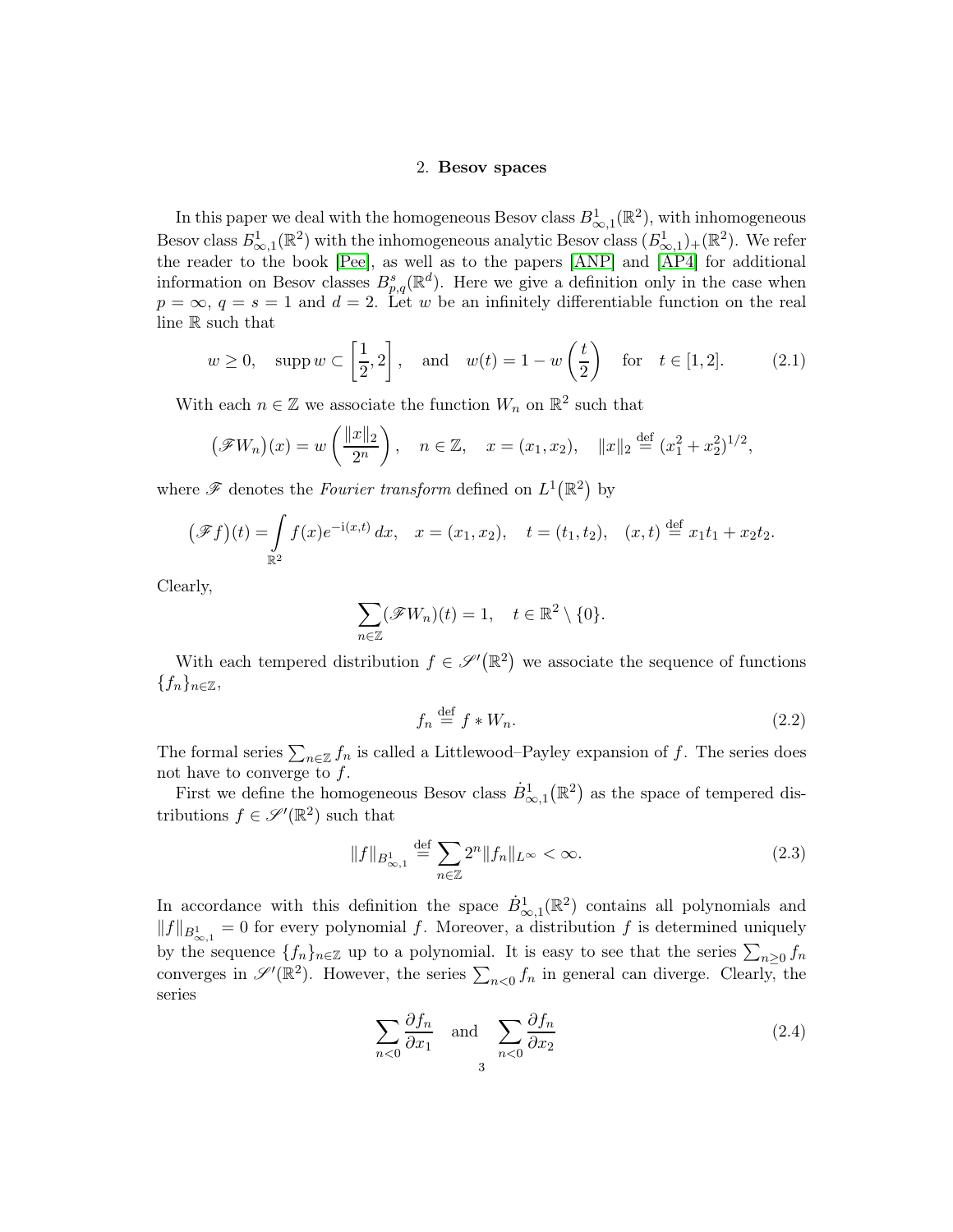## 2. **Besov spaces**

In this paper we deal with the homogeneous Besov class $B^1_{\infty,1}(\mathbb{R}^2)$, with inhomogeneous Besov class $B^1_{\infty,1}(\mathbb{R}^2)$ with the inhomogeneous analytic Besov class $(B^1_{\infty,1})_+(\mathbb{R}^2)$. We refer the reader to the book [Pee], as well as to the papers [ANP] and [AP4] for additional information on Besov classes $B^s_{p,q}(\mathbb{R}^d)$. Here we give a definition only in the case when $p = \infty$, $q = s = 1$ and $d = 2$. Let $w$ be an infinitely differentiable function on the real line $\mathbb{R}$ such that

$$w \ge 0, \quad \operatorname{supp} w \subset \left[\frac{1}{2}, 2\right], \quad \text{and} \quad w(t) = 1 - w\left(\frac{t}{2}\right) \quad \text{for} \quad t \in [1,2]. \tag{2.1}$$

With each $n \in \mathbb{Z}$ we associate the function $W_n$ on $\mathbb{R}^2$ such that

$$\big(\mathscr{F} W_n\big)(x) = w\left(\frac{\|x\|_2}{2^n}\right), \quad n \in \mathbb{Z}, \quad x = (x_1, x_2), \quad \|x\|_2 \stackrel{\text{def}}{=} (x_1^2 + x_2^2)^{1/2},$$

where $\mathscr{F}$ denotes the *Fourier transform* defined on $L^1\big(\mathbb{R}^2\big)$ by

$$\big(\mathscr{F} f\big)(t) = \int\limits_{\mathbb{R}^2} f(x) e^{-\mathrm{i}(x,t)}\, dx, \quad x = (x_1, x_2), \quad t = (t_1, t_2), \quad (x,t) \stackrel{\text{def}}{=} x_1 t_1 + x_2 t_2.$$

Clearly,

$$\sum_{n \in \mathbb{Z}} (\mathscr{F} W_n)(t) = 1, \quad t \in \mathbb{R}^2 \setminus \{0\}.$$

With each tempered distribution $f \in \mathscr{S}'\big(\mathbb{R}^2\big)$ we associate the sequence of functions $\{f_n\}_{n \in \mathbb{Z}}$,

$$f_n \stackrel{\text{def}}{=} f * W_n. \tag{2.2}$$

The formal series $\sum_{n \in \mathbb{Z}} f_n$ is called a Littlewood–Payley expansion of $f$. The series does not have to converge to $f$.

First we define the homogeneous Besov class $\dot{B}^1_{\infty,1}\big(\mathbb{R}^2\big)$ as the space of tempered distributions $f \in \mathscr{S}'(\mathbb{R}^2)$ such that

$$\|f\|_{B^1_{\infty,1}} \stackrel{\text{def}}{=} \sum_{n \in \mathbb{Z}} 2^n \|f_n\|_{L^\infty} < \infty. \tag{2.3}$$

In accordance with this definition the space $\dot{B}^1_{\infty,1}(\mathbb{R}^2)$ contains all polynomials and $\|f\|_{B^1_{\infty,1}} = 0$ for every polynomial $f$. Moreover, a distribution $f$ is determined uniquely by the sequence $\{f_n\}_{n \in \mathbb{Z}}$ up to a polynomial. It is easy to see that the series $\sum_{n \ge 0} f_n$ converges in $\mathscr{S}'(\mathbb{R}^2)$. However, the series $\sum_{n < 0} f_n$ in general can diverge. Clearly, the series

$$\sum_{n<0} \frac{\partial f_n}{\partial x_1} \quad \text{and} \quad \sum_{n<0} \frac{\partial f_n}{\partial x_2} \tag{2.4}$$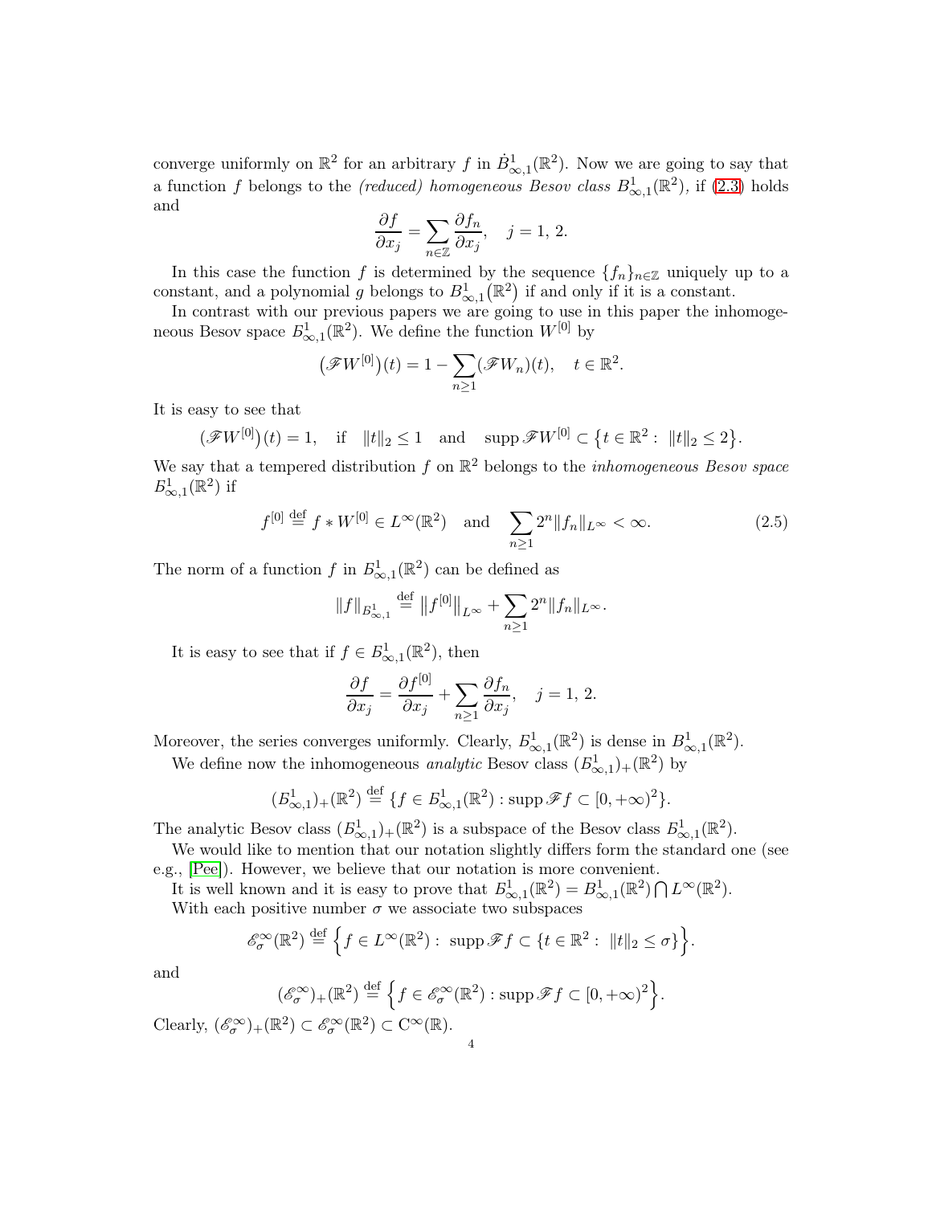converge uniformly on $\mathbb{R}^2$ for an arbitrary $f$ in $\dot{B}^1_{\infty,1}(\mathbb{R}^2)$. Now we are going to say that a function $f$ belongs to the *(reduced) homogeneous Besov class* $B^1_{\infty,1}(\mathbb{R}^2)$, if (2.3) holds and

$$\frac{\partial f}{\partial x_j} = \sum_{n\in\mathbb{Z}} \frac{\partial f_n}{\partial x_j}, \quad j = 1, 2.$$

In this case the function $f$ is determined by the sequence $\{f_n\}_{n\in\mathbb{Z}}$ uniquely up to a constant, and a polynomial $g$ belongs to $B^1_{\infty,1}(\mathbb{R}^2)$ if and only if it is a constant.

In contrast with our previous papers we are going to use in this paper the inhomogeneous Besov space $B^1_{\infty,1}(\mathbb{R}^2)$. We define the function $W^{[0]}$ by

$$\big(\mathscr{F}W^{[0]}\big)(t) = 1 - \sum_{n\ge1}(\mathscr{F}W_n)(t), \quad t \in \mathbb{R}^2.$$

It is easy to see that

$$\big(\mathscr{F}W^{[0]}\big)(t) = 1, \quad \text{if} \quad \|t\|_2 \le 1 \quad \text{and} \quad \operatorname{supp}\mathscr{F}W^{[0]} \subset \big\{t \in \mathbb{R}^2 : \ \|t\|_2 \le 2\big\}.$$

We say that a tempered distribution $f$ on $\mathbb{R}^2$ belongs to the *inhomogeneous Besov space* $B^1_{\infty,1}(\mathbb{R}^2)$ if

$$f^{[0]} \stackrel{\text{def}}{=} f * W^{[0]} \in L^\infty(\mathbb{R}^2) \quad \text{and} \quad \sum_{n\ge1} 2^n\|f_n\|_{L^\infty} < \infty. \tag{2.5}$$

The norm of a function $f$ in $B^1_{\infty,1}(\mathbb{R}^2)$ can be defined as

$$\|f\|_{B^1_{\infty,1}} \stackrel{\text{def}}{=} \big\|f^{[0]}\big\|_{L^\infty} + \sum_{n\ge1} 2^n\|f_n\|_{L^\infty}.$$

It is easy to see that if $f \in B^1_{\infty,1}(\mathbb{R}^2)$, then

$$\frac{\partial f}{\partial x_j} = \frac{\partial f^{[0]}}{\partial x_j} + \sum_{n\ge1} \frac{\partial f_n}{\partial x_j}, \quad j = 1, 2.$$

Moreover, the series converges uniformly. Clearly, $B^1_{\infty,1}(\mathbb{R}^2)$ is dense in $B^1_{\infty,1}(\mathbb{R}^2)$.

We define now the inhomogeneous *analytic* Besov class $(B^1_{\infty,1})_+(\mathbb{R}^2)$ by

$$(B^1_{\infty,1})_+(\mathbb{R}^2) \stackrel{\text{def}}{=} \{f \in B^1_{\infty,1}(\mathbb{R}^2) : \operatorname{supp}\mathscr{F}f \subset [0, +\infty)^2\}.$$

The analytic Besov class $(B^1_{\infty,1})_+(\mathbb{R}^2)$ is a subspace of the Besov class $B^1_{\infty,1}(\mathbb{R}^2)$.

We would like to mention that our notation slightly differs form the standard one (see e.g., [Pee]). However, we believe that our notation is more convenient.

It is well known and it is easy to prove that $B^1_{\infty,1}(\mathbb{R}^2) = B^1_{\infty,1}(\mathbb{R}^2) \bigcap L^\infty(\mathbb{R}^2)$.

With each positive number $\sigma$ we associate two subspaces

$$\mathscr{E}^\infty_\sigma(\mathbb{R}^2) \stackrel{\text{def}}{=} \Big\{f \in L^\infty(\mathbb{R}^2) : \ \operatorname{supp}\mathscr{F}f \subset \{t \in \mathbb{R}^2 : \ \|t\|_2 \le \sigma\}\Big\}.$$

and

$$(\mathscr{E}^\infty_\sigma)_+(\mathbb{R}^2) \stackrel{\text{def}}{=} \Big\{f \in \mathscr{E}^\infty_\sigma(\mathbb{R}^2) : \operatorname{supp}\mathscr{F}f \subset [0, +\infty)^2\Big\}.$$

Clearly, $(\mathscr{E}^\infty_\sigma)_+(\mathbb{R}^2) \subset \mathscr{E}^\infty_\sigma(\mathbb{R}^2) \subset \mathrm{C}^\infty(\mathbb{R})$.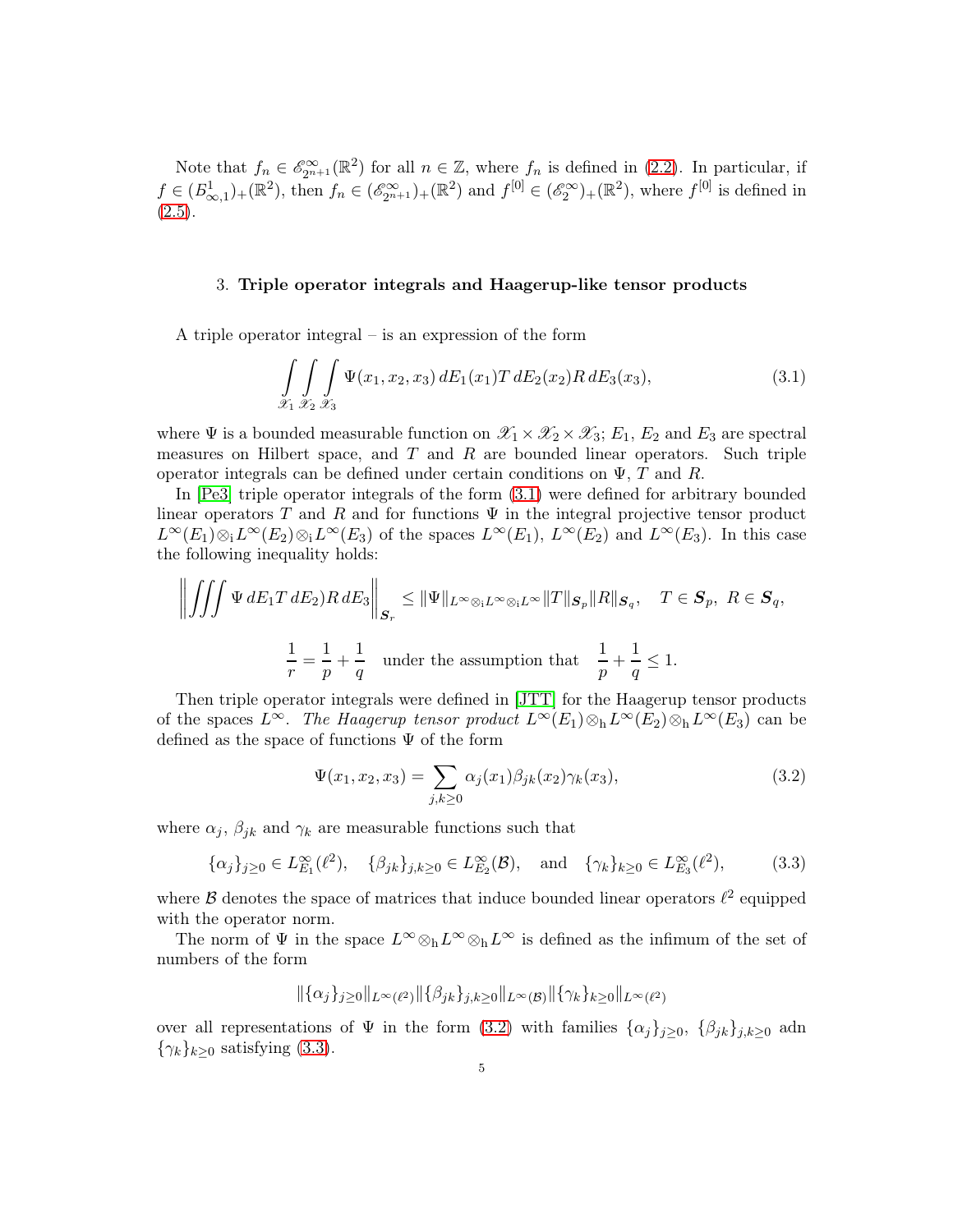Note that $f_n \in \mathscr{E}^\infty_{2^{n+1}}(\mathbb{R}^2)$ for all $n \in \mathbb{Z}$, where $f_n$ is defined in (2.2). In particular, if $f \in (B^1_{\infty,1})_+(\mathbb{R}^2)$, then $f_n \in (\mathscr{E}^\infty_{2^{n+1}})_+(\mathbb{R}^2)$ and $f^{[0]} \in (\mathscr{E}^\infty_2)_+(\mathbb{R}^2)$, where $f^{[0]}$ is defined in (2.5).

## 3. Triple operator integrals and Haagerup-like tensor products

A triple operator integral – is an expression of the form

$$\int\limits_{\mathscr{X}_1}\int\limits_{\mathscr{X}_2}\int\limits_{\mathscr{X}_3} \Psi(x_1,x_2,x_3)\,dE_1(x_1)T\,dE_2(x_2)R\,dE_3(x_3), \tag{3.1}$$

where $\Psi$ is a bounded measurable function on $\mathscr{X}_1 \times \mathscr{X}_2 \times \mathscr{X}_3$; $E_1$, $E_2$ and $E_3$ are spectral measures on Hilbert space, and $T$ and $R$ are bounded linear operators. Such triple operator integrals can be defined under certain conditions on $\Psi$, $T$ and $R$.

In [Pe3] triple operator integrals of the form (3.1) were defined for arbitrary bounded linear operators $T$ and $R$ and for functions $\Psi$ in the integral projective tensor product $L^\infty(E_1)\otimes_{\rm i} L^\infty(E_2)\otimes_{\rm i} L^\infty(E_3)$ of the spaces $L^\infty(E_1)$, $L^\infty(E_2)$ and $L^\infty(E_3)$. In this case the following inequality holds:

$$\left\|\iiint \Psi\,dE_1T\,dE_2)R\,dE_3\right\|_{\boldsymbol{S}_r} \le \|\Psi\|_{L^\infty\otimes_{\rm i}L^\infty\otimes_{\rm i}L^\infty}\|T\|_{\boldsymbol{S}_p}\|R\|_{\boldsymbol{S}_q}, \quad T \in \boldsymbol{S}_p,\ R \in \boldsymbol{S}_q,$$

$$\frac{1}{r} = \frac{1}{p} + \frac{1}{q} \quad \text{under the assumption that} \quad \frac{1}{p} + \frac{1}{q} \le 1.$$

Then triple operator integrals were defined in [JTT] for the Haagerup tensor products of the spaces $L^\infty$. *The Haagerup tensor product $L^\infty(E_1)\otimes_{\rm h} L^\infty(E_2)\otimes_{\rm h} L^\infty(E_3)$ can be* defined as the space of functions $\Psi$ of the form

$$\Psi(x_1,x_2,x_3) = \sum_{j,k\ge 0} \alpha_j(x_1)\beta_{jk}(x_2)\gamma_k(x_3), \tag{3.2}$$

where $\alpha_j$, $\beta_{jk}$ and $\gamma_k$ are measurable functions such that

$$\{\alpha_j\}_{j\ge 0} \in L^\infty_{E_1}(\ell^2), \quad \{\beta_{jk}\}_{j,k\ge 0} \in L^\infty_{E_2}(\mathcal{B}), \quad \text{and} \quad \{\gamma_k\}_{k\ge 0} \in L^\infty_{E_3}(\ell^2), \tag{3.3}$$

where $\mathcal{B}$ denotes the space of matrices that induce bounded linear operators $\ell^2$ equipped with the operator norm.

The norm of $\Psi$ in the space $L^\infty\otimes_{\rm h} L^\infty\otimes_{\rm h} L^\infty$ is defined as the infimum of the set of numbers of the form

$$\|\{\alpha_j\}_{j\ge 0}\|_{L^\infty(\ell^2)}\|\{\beta_{jk}\}_{j,k\ge 0}\|_{L^\infty(\mathcal{B})}\|\{\gamma_k\}_{k\ge 0}\|_{L^\infty(\ell^2)}$$

over all representations of $\Psi$ in the form (3.2) with families $\{\alpha_j\}_{j\ge 0}$, $\{\beta_{jk}\}_{j,k\ge 0}$ adn $\{\gamma_k\}_{k\ge 0}$ satisfying (3.3).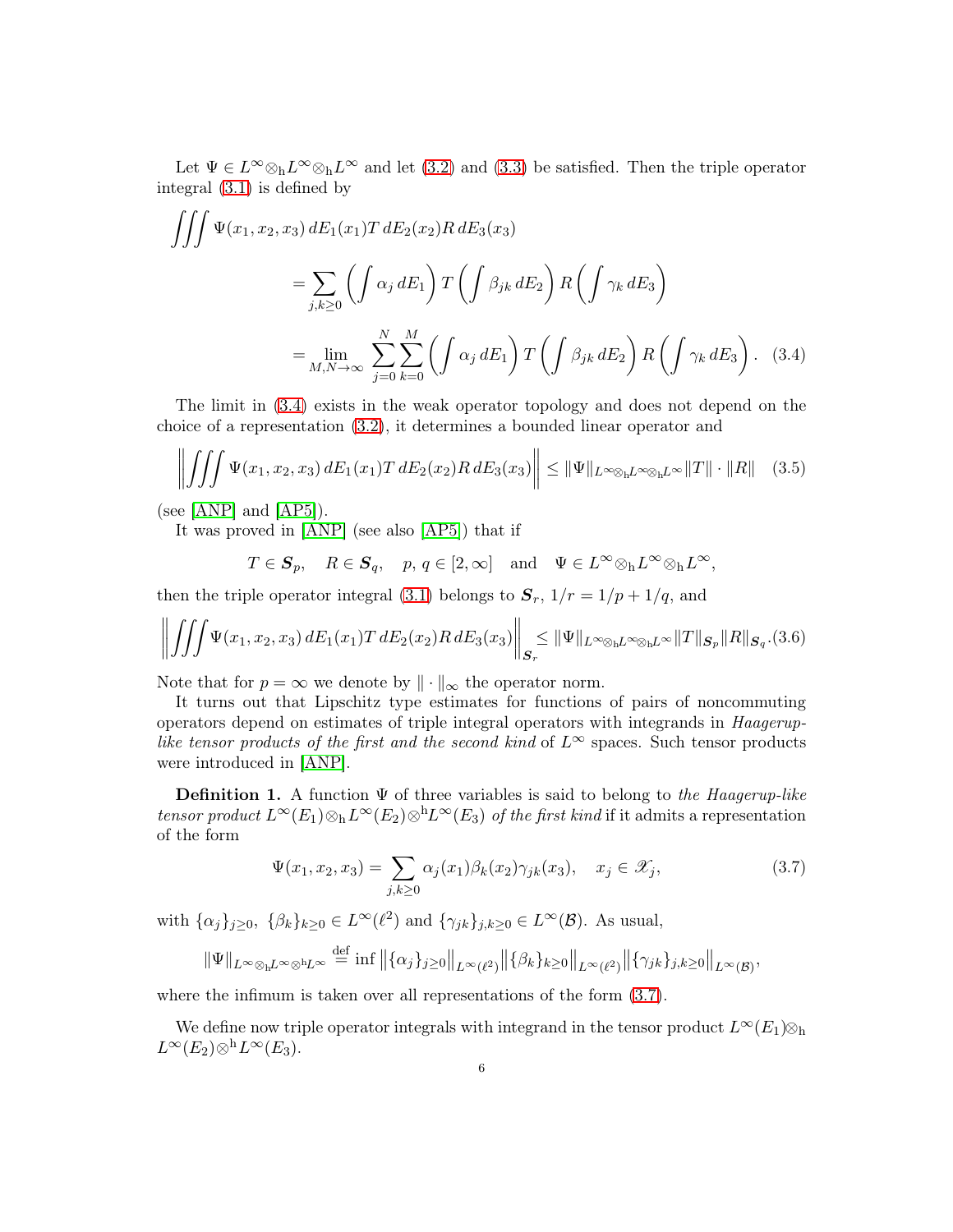Let $\Psi \in L^\infty \otimes_{\rm h} L^\infty \otimes_{\rm h} L^\infty$ and let (3.2) and (3.3) be satisfied. Then the triple operator integral (3.1) is defined by

$$
\begin{aligned}
\iiint \Psi(x_1,x_2,x_3)\, dE_1(x_1) T\, dE_2(x_2) R\, dE_3(x_3) \\
&= \sum_{j,k\ge 0} \left(\int \alpha_j\, dE_1\right) T \left(\int \beta_{jk}\, dE_2\right) R \left(\int \gamma_k\, dE_3\right) \\
&= \lim_{M,N\to\infty} \sum_{j=0}^{N}\sum_{k=0}^{M} \left(\int \alpha_j\, dE_1\right) T \left(\int \beta_{jk}\, dE_2\right) R \left(\int \gamma_k\, dE_3\right). \quad (3.4)
\end{aligned}
$$

The limit in (3.4) exists in the weak operator topology and does not depend on the choice of a representation (3.2), it determines a bounded linear operator and

$$
\left\| \iiint \Psi(x_1,x_2,x_3)\, dE_1(x_1) T\, dE_2(x_2) R\, dE_3(x_3) \right\| \le \|\Psi\|_{L^\infty \otimes_{\rm h} L^\infty \otimes_{\rm h} L^\infty} \|T\| \cdot \|R\| \quad (3.5)
$$

(see [ANP] and [AP5]).

It was proved in [ANP] (see also [AP5]) that if

$$
T \in \boldsymbol{S}_p, \quad R \in \boldsymbol{S}_q, \quad p, q \in [2,\infty] \quad \text{and} \quad \Psi \in L^\infty \otimes_{\rm h} L^\infty \otimes_{\rm h} L^\infty,
$$

then the triple operator integral (3.1) belongs to $\boldsymbol{S}_r$, $1/r = 1/p + 1/q$, and

$$
\left\| \iiint \Psi(x_1,x_2,x_3)\, dE_1(x_1) T\, dE_2(x_2) R\, dE_3(x_3) \right\|_{\boldsymbol{S}_r} \le \|\Psi\|_{L^\infty \otimes_{\rm h} L^\infty \otimes_{\rm h} L^\infty} \|T\|_{\boldsymbol{S}_p} \|R\|_{\boldsymbol{S}_q}. \quad (3.6)
$$

Note that for $p = \infty$ we denote by $\|\cdot\|_\infty$ the operator norm.

It turns out that Lipschitz type estimates for functions of pairs of noncommuting operators depend on estimates of triple integral operators with integrands in *Haagerup-like tensor products of the first and the second kind* of $L^\infty$ spaces. Such tensor products were introduced in [ANP].

**Definition 1.** A function $\Psi$ of three variables is said to belong to *the Haagerup-like tensor product* $L^\infty(E_1) \otimes_{\rm h} L^\infty(E_2) \otimes^{\rm h} L^\infty(E_3)$ *of the first kind* if it admits a representation of the form

$$
\Psi(x_1,x_2,x_3) = \sum_{j,k\ge 0} \alpha_j(x_1)\beta_k(x_2)\gamma_{jk}(x_3), \quad x_j \in \mathscr{X}_j, \quad (3.7)
$$

with $\{\alpha_j\}_{j\ge 0}$, $\{\beta_k\}_{k\ge 0} \in L^\infty(\ell^2)$ and $\{\gamma_{jk}\}_{j,k\ge 0} \in L^\infty(\mathcal{B})$. As usual,

$$
\|\Psi\|_{L^\infty \otimes_{\rm h} L^\infty \otimes^{\rm h} L^\infty} \stackrel{\text{def}}{=} \inf \left\|\{\alpha_j\}_{j\ge 0}\right\|_{L^\infty(\ell^2)} \left\|\{\beta_k\}_{k\ge 0}\right\|_{L^\infty(\ell^2)} \left\|\{\gamma_{jk}\}_{j,k\ge 0}\right\|_{L^\infty(\mathcal{B})},
$$

where the infimum is taken over all representations of the form (3.7).

We define now triple operator integrals with integrand in the tensor product $L^\infty(E_1) \otimes_{\rm h} L^\infty(E_2) \otimes^{\rm h} L^\infty(E_3)$.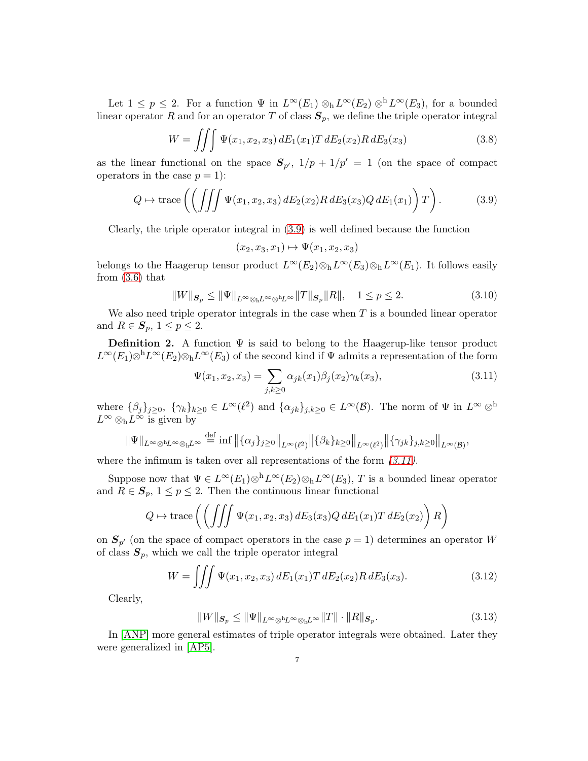Let $1 \le p \le 2$. For a function $\Psi$ in $L^\infty(E_1) \otimes_{\rm h} L^\infty(E_2) \otimes^{\rm h} L^\infty(E_3)$, for a bounded linear operator $R$ and for an operator $T$ of class $\boldsymbol{S}_p$, we define the triple operator integral

$$W = \iiint \Psi(x_1, x_2, x_3)\, dE_1(x_1) T\, dE_2(x_2) R\, dE_3(x_3) \tag{3.8}$$

as the linear functional on the space $\boldsymbol{S}_{p'}$, $1/p + 1/p' = 1$ (on the space of compact operators in the case $p = 1$):

$$Q \mapsto \operatorname{trace}\left( \left( \iiint \Psi(x_1, x_2, x_3)\, dE_2(x_2) R\, dE_3(x_3) Q\, dE_1(x_1) \right) T \right). \tag{3.9}$$

Clearly, the triple operator integral in (3.9) is well defined because the function

$$(x_2, x_3, x_1) \mapsto \Psi(x_1, x_2, x_3)$$

belongs to the Haagerup tensor product $L^\infty(E_2) \otimes_{\rm h} L^\infty(E_3) \otimes_{\rm h} L^\infty(E_1)$. It follows easily from (3.6) that

$$\|W\|_{\boldsymbol{S}_p} \le \|\Psi\|_{L^\infty \otimes_{\rm h} L^\infty \otimes^{\rm h} L^\infty} \|T\|_{\boldsymbol{S}_p} \|R\|, \quad 1 \le p \le 2. \tag{3.10}$$

We also need triple operator integrals in the case when $T$ is a bounded linear operator and $R \in \boldsymbol{S}_p$, $1 \le p \le 2$.

**Definition 2.** A function $\Psi$ is said to belong to the Haagerup-like tensor product $L^\infty(E_1) \otimes^{\rm h} L^\infty(E_2) \otimes_{\rm h} L^\infty(E_3)$ of the second kind if $\Psi$ admits a representation of the form

$$\Psi(x_1, x_2, x_3) = \sum_{j,k \ge 0} \alpha_{jk}(x_1) \beta_j(x_2) \gamma_k(x_3), \tag{3.11}$$

where $\{\beta_j\}_{j \ge 0}$, $\{\gamma_k\}_{k \ge 0} \in L^\infty(\ell^2)$ and $\{\alpha_{jk}\}_{j,k \ge 0} \in L^\infty(\mathcal{B})$. The norm of $\Psi$ in $L^\infty \otimes^{\rm h} L^\infty \otimes_{\rm h} L^\infty$ is given by

$$\|\Psi\|_{L^\infty \otimes^{\rm h} L^\infty \otimes_{\rm h} L^\infty} \stackrel{\rm def}{=} \inf \left\| \{\alpha_j\}_{j \ge 0} \right\|_{L^\infty(\ell^2)} \left\| \{\beta_k\}_{k \ge 0} \right\|_{L^\infty(\ell^2)} \left\| \{\gamma_{jk}\}_{j,k \ge 0} \right\|_{L^\infty(\mathcal{B})},$$

where the infimum is taken over all representations of the form *(3.11)*.

Suppose now that $\Psi \in L^\infty(E_1) \otimes^{\rm h} L^\infty(E_2) \otimes_{\rm h} L^\infty(E_3)$, $T$ is a bounded linear operator and $R \in \boldsymbol{S}_p$, $1 \le p \le 2$. Then the continuous linear functional

$$Q \mapsto \operatorname{trace}\left( \left( \iiint \Psi(x_1, x_2, x_3)\, dE_3(x_3) Q\, dE_1(x_1) T\, dE_2(x_2) \right) R \right)$$

on $\boldsymbol{S}_{p'}$ (on the space of compact operators in the case $p = 1$) determines an operator $W$ of class $\boldsymbol{S}_p$, which we call the triple operator integral

$$W = \iiint \Psi(x_1, x_2, x_3)\, dE_1(x_1) T\, dE_2(x_2) R\, dE_3(x_3). \tag{3.12}$$

Clearly,

$$\|W\|_{\boldsymbol{S}_p} \le \|\Psi\|_{L^\infty \otimes^{\rm h} L^\infty \otimes_{\rm h} L^\infty} \|T\| \cdot \|R\|_{\boldsymbol{S}_p}. \tag{3.13}$$

In [ANP] more general estimates of triple operator integrals were obtained. Later they were generalized in [AP5].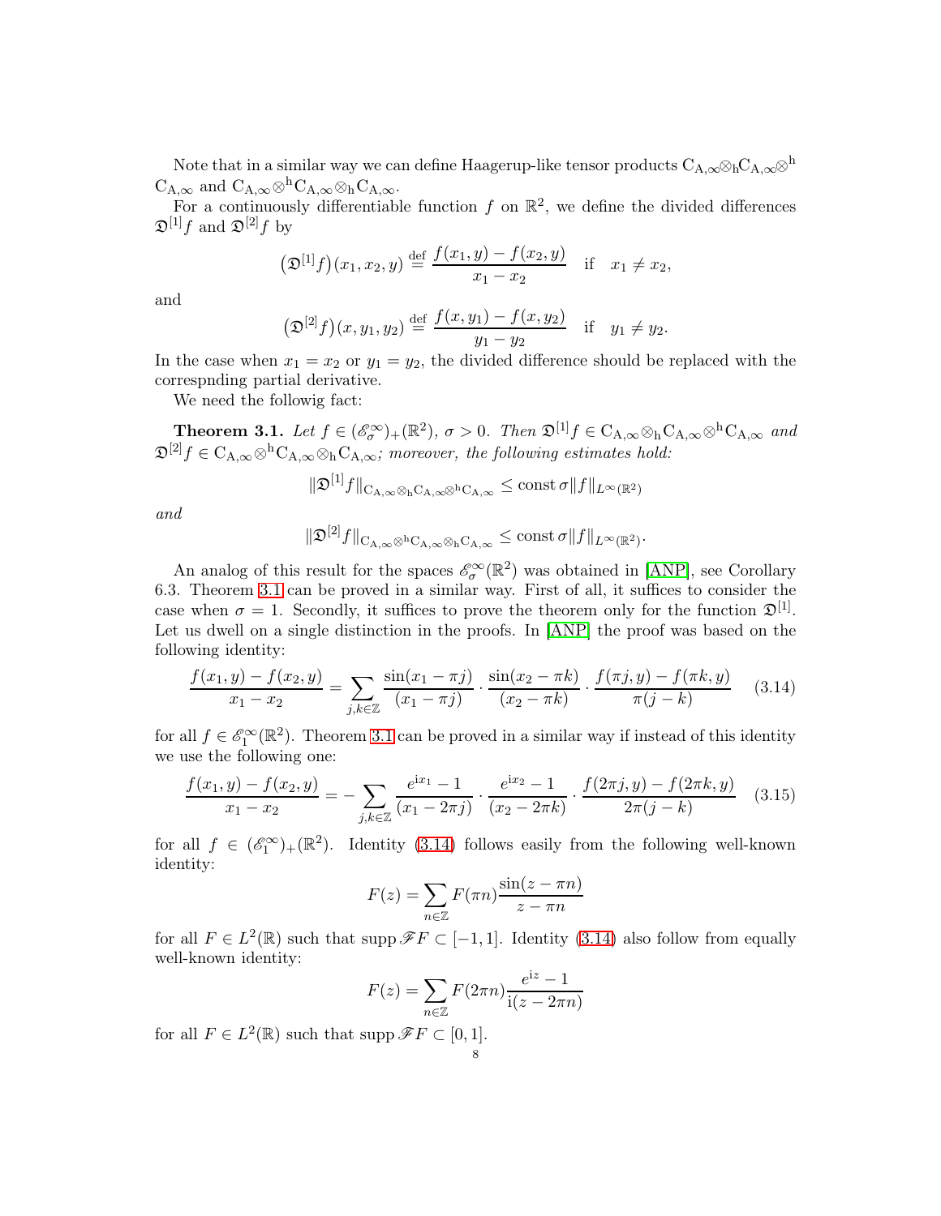Note that in a similar way we can define Haagerup-like tensor products $\mathrm{C}_{\mathrm{A},\infty}\otimes_{\mathrm{h}}\mathrm{C}_{\mathrm{A},\infty}\otimes^{\mathrm{h}}\mathrm{C}_{\mathrm{A},\infty}$ and $\mathrm{C}_{\mathrm{A},\infty}\otimes^{\mathrm{h}}\mathrm{C}_{\mathrm{A},\infty}\otimes_{\mathrm{h}}\mathrm{C}_{\mathrm{A},\infty}$.

For a continuously differentiable function $f$ on $\mathbb{R}^2$, we define the divided differences $\mathfrak{D}^{[1]}f$ and $\mathfrak{D}^{[2]}f$ by

$$\big(\mathfrak{D}^{[1]}f\big)(x_1,x_2,y)\stackrel{\mathrm{def}}{=}\frac{f(x_1,y)-f(x_2,y)}{x_1-x_2}\quad\text{if}\quad x_1\ne x_2,$$

and

$$\big(\mathfrak{D}^{[2]}f\big)(x,y_1,y_2)\stackrel{\mathrm{def}}{=}\frac{f(x,y_1)-f(x,y_2)}{y_1-y_2}\quad\text{if}\quad y_1\ne y_2.$$

In the case when $x_1=x_2$ or $y_1=y_2$, the divided difference should be replaced with the correspnding partial derivative.

We need the followig fact:

**Theorem 3.1.** *Let $f\in(\mathscr{E}_\sigma^\infty)_+(\mathbb{R}^2)$, $\sigma>0$. Then $\mathfrak{D}^{[1]}f\in\mathrm{C}_{\mathrm{A},\infty}\otimes_{\mathrm{h}}\mathrm{C}_{\mathrm{A},\infty}\otimes^{\mathrm{h}}\mathrm{C}_{\mathrm{A},\infty}$ and $\mathfrak{D}^{[2]}f\in\mathrm{C}_{\mathrm{A},\infty}\otimes^{\mathrm{h}}\mathrm{C}_{\mathrm{A},\infty}\otimes_{\mathrm{h}}\mathrm{C}_{\mathrm{A},\infty}$; moreover, the following estimates hold:*

$$\|\mathfrak{D}^{[1]}f\|_{\mathrm{C}_{\mathrm{A},\infty}\otimes_{\mathrm{h}}\mathrm{C}_{\mathrm{A},\infty}\otimes^{\mathrm{h}}\mathrm{C}_{\mathrm{A},\infty}}\le\operatorname{const}\sigma\|f\|_{L^\infty(\mathbb{R}^2)}$$

*and*

$$\|\mathfrak{D}^{[2]}f\|_{\mathrm{C}_{\mathrm{A},\infty}\otimes^{\mathrm{h}}\mathrm{C}_{\mathrm{A},\infty}\otimes_{\mathrm{h}}\mathrm{C}_{\mathrm{A},\infty}}\le\operatorname{const}\sigma\|f\|_{L^\infty(\mathbb{R}^2)}.$$

An analog of this result for the spaces $\mathscr{E}_\sigma^\infty(\mathbb{R}^2)$ was obtained in [ANP], see Corollary 6.3. Theorem 3.1 can be proved in a similar way. First of all, it suffices to consider the case when $\sigma=1$. Secondly, it suffices to prove the theorem only for the function $\mathfrak{D}^{[1]}$. Let us dwell on a single distinction in the proofs. In [ANP] the proof was based on the following identity:

$$\frac{f(x_1,y)-f(x_2,y)}{x_1-x_2}=\sum_{j,k\in\mathbb{Z}}\frac{\sin(x_1-\pi j)}{(x_1-\pi j)}\cdot\frac{\sin(x_2-\pi k)}{(x_2-\pi k)}\cdot\frac{f(\pi j,y)-f(\pi k,y)}{\pi(j-k)}\tag{3.14}$$

for all $f\in\mathscr{E}_1^\infty(\mathbb{R}^2)$. Theorem 3.1 can be proved in a similar way if instead of this identity we use the following one:

$$\frac{f(x_1,y)-f(x_2,y)}{x_1-x_2}=-\sum_{j,k\in\mathbb{Z}}\frac{e^{\mathrm{i}x_1}-1}{(x_1-2\pi j)}\cdot\frac{e^{\mathrm{i}x_2}-1}{(x_2-2\pi k)}\cdot\frac{f(2\pi j,y)-f(2\pi k,y)}{2\pi(j-k)}\tag{3.15}$$

for all $f\in(\mathscr{E}_1^\infty)_+(\mathbb{R}^2)$. Identity (3.14) follows easily from the following well-known identity:

$$F(z)=\sum_{n\in\mathbb{Z}}F(\pi n)\frac{\sin(z-\pi n)}{z-\pi n}$$

for all $F\in L^2(\mathbb{R})$ such that $\operatorname{supp}\mathscr{F}F\subset[-1,1]$. Identity (3.14) also follow from equally well-known identity:

$$F(z)=\sum_{n\in\mathbb{Z}}F(2\pi n)\frac{e^{\mathrm{i}z}-1}{\mathrm{i}(z-2\pi n)}$$

for all $F\in L^2(\mathbb{R})$ such that $\operatorname{supp}\mathscr{F}F\subset[0,1]$.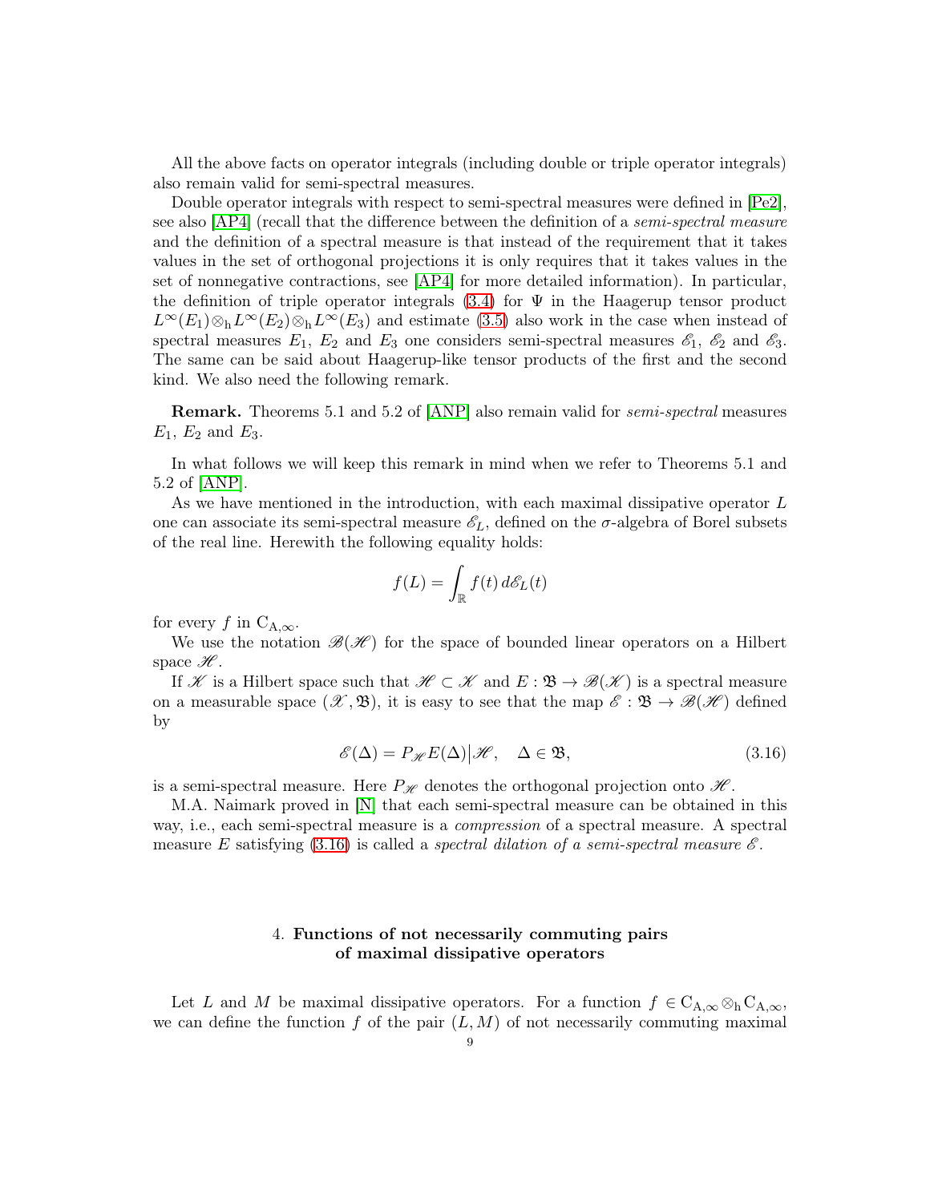All the above facts on operator integrals (including double or triple operator integrals) also remain valid for semi-spectral measures.

Double operator integrals with respect to semi-spectral measures were defined in [Pe2], see also [AP4] (recall that the difference between the definition of a *semi-spectral measure* and the definition of a spectral measure is that instead of the requirement that it takes values in the set of orthogonal projections it is only requires that it takes values in the set of nonnegative contractions, see [AP4] for more detailed information). In particular, the definition of triple operator integrals (3.4) for $\Psi$ in the Haagerup tensor product $L^\infty(E_1)\otimes_{\rm h} L^\infty(E_2)\otimes_{\rm h} L^\infty(E_3)$ and estimate (3.5) also work in the case when instead of spectral measures $E_1$, $E_2$ and $E_3$ one considers semi-spectral measures $\mathscr{E}_1$, $\mathscr{E}_2$ and $\mathscr{E}_3$. The same can be said about Haagerup-like tensor products of the first and the second kind. We also need the following remark.

**Remark.** Theorems 5.1 and 5.2 of [ANP] also remain valid for *semi-spectral* measures $E_1$, $E_2$ and $E_3$.

In what follows we will keep this remark in mind when we refer to Theorems 5.1 and 5.2 of [ANP].

As we have mentioned in the introduction, with each maximal dissipative operator $L$ one can associate its semi-spectral measure $\mathscr{E}_L$, defined on the $\sigma$-algebra of Borel subsets of the real line. Herewith the following equality holds:

$$f(L) = \int_{\mathbb{R}} f(t)\, d\mathscr{E}_L(t)$$

for every $f$ in $\mathrm{C}_{\mathrm{A},\infty}$.

We use the notation $\mathscr{B}(\mathscr{H})$ for the space of bounded linear operators on a Hilbert space $\mathscr{H}$.

If $\mathscr{K}$ is a Hilbert space such that $\mathscr{H}\subset\mathscr{K}$ and $E:\mathfrak{B}\to\mathscr{B}(\mathscr{K})$ is a spectral measure on a measurable space $(\mathscr{X},\mathfrak{B})$, it is easy to see that the map $\mathscr{E}:\mathfrak{B}\to\mathscr{B}(\mathscr{H})$ defined by

$$\mathscr{E}(\Delta) = P_{\mathscr{H}}E(\Delta)\big|\mathscr{H}, \quad \Delta\in\mathfrak{B}, \tag{3.16}$$

is a semi-spectral measure. Here $P_{\mathscr{H}}$ denotes the orthogonal projection onto $\mathscr{H}$.

M.A. Naimark proved in [N] that each semi-spectral measure can be obtained in this way, i.e., each semi-spectral measure is a *compression* of a spectral measure. A spectral measure $E$ satisfying (3.16) is called a *spectral dilation of a semi-spectral measure* $\mathscr{E}$.

## 4. Functions of not necessarily commuting pairs of maximal dissipative operators

Let $L$ and $M$ be maximal dissipative operators. For a function $f\in \mathrm{C}_{\mathrm{A},\infty}\otimes_{\rm h}\mathrm{C}_{\mathrm{A},\infty}$, we can define the function $f$ of the pair $(L,M)$ of not necessarily commuting maximal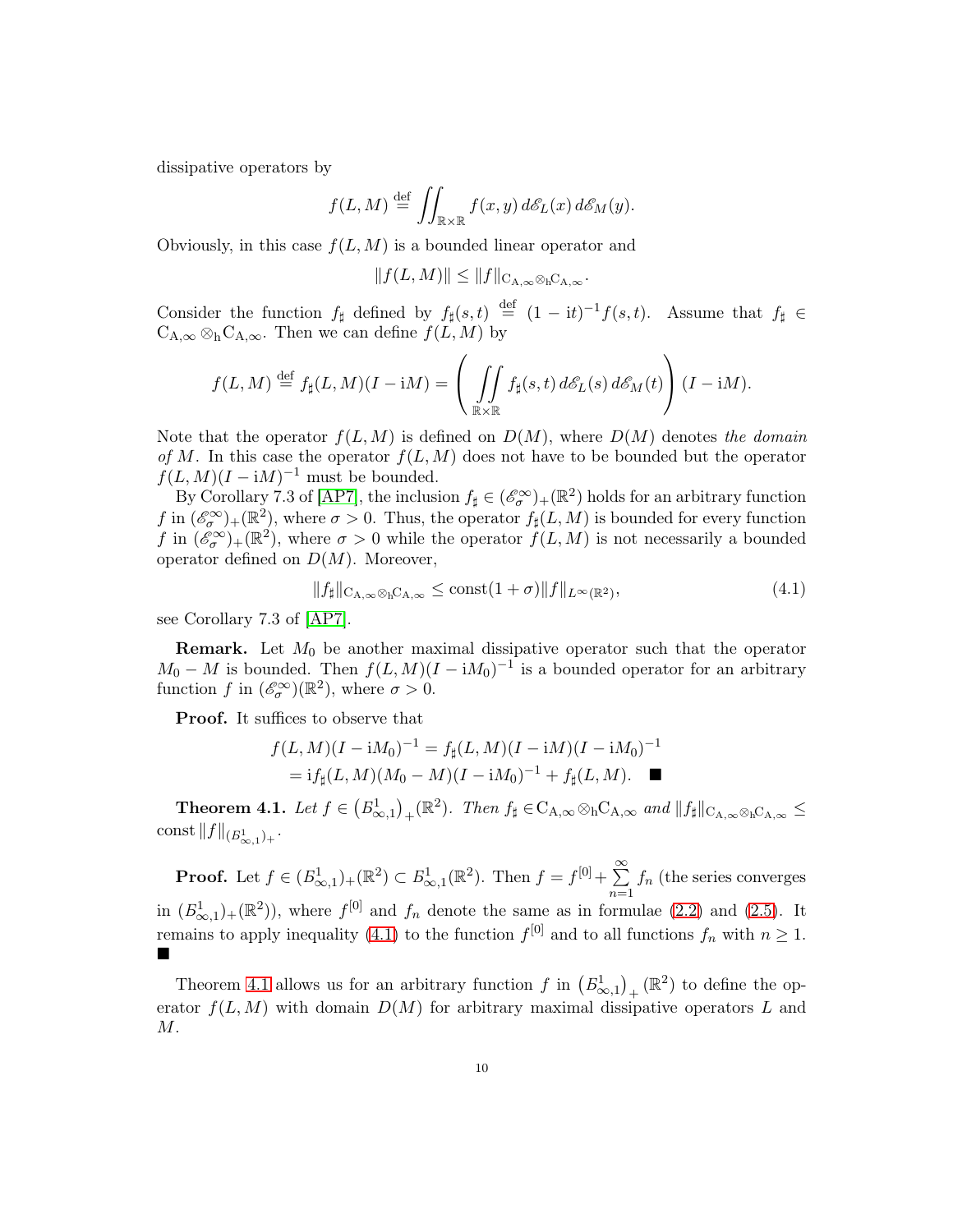dissipative operators by

$$f(L,M) \stackrel{\text{def}}{=} \iint_{\mathbb{R}\times\mathbb{R}} f(x,y)\,d\mathscr{E}_L(x)\,d\mathscr{E}_M(y).$$

Obviously, in this case $f(L,M)$ is a bounded linear operator and

$$\|f(L,M)\| \le \|f\|_{\mathrm{C}_{\mathrm{A},\infty}\otimes_{\mathrm{h}}\mathrm{C}_{\mathrm{A},\infty}}.$$

Consider the function $f_\sharp$ defined by $f_\sharp(s,t) \stackrel{\text{def}}{=} (1-\mathrm{i}t)^{-1}f(s,t)$. Assume that $f_\sharp \in \mathrm{C}_{\mathrm{A},\infty}\otimes_{\mathrm{h}}\mathrm{C}_{\mathrm{A},\infty}$. Then we can define $f(L,M)$ by

$$f(L,M) \stackrel{\text{def}}{=} f_\sharp(L,M)(I-\mathrm{i}M) = \left(\iint\limits_{\mathbb{R}\times\mathbb{R}} f_\sharp(s,t)\,d\mathscr{E}_L(s)\,d\mathscr{E}_M(t)\right)(I-\mathrm{i}M).$$

Note that the operator $f(L,M)$ is defined on $D(M)$, where $D(M)$ denotes *the domain of* $M$. In this case the operator $f(L,M)$ does not have to be bounded but the operator $f(L,M)(I-\mathrm{i}M)^{-1}$ must be bounded.

By Corollary 7.3 of [AP7], the inclusion $f_\sharp \in (\mathscr{E}_\sigma^\infty)_+(\mathbb{R}^2)$ holds for an arbitrary function $f$ in $(\mathscr{E}_\sigma^\infty)_+(\mathbb{R}^2)$, where $\sigma>0$. Thus, the operator $f_\sharp(L,M)$ is bounded for every function $f$ in $(\mathscr{E}_\sigma^\infty)_+(\mathbb{R}^2)$, where $\sigma>0$ while the operator $f(L,M)$ is not necessarily a bounded operator defined on $D(M)$. Moreover,

$$\|f_\sharp\|_{\mathrm{C}_{\mathrm{A},\infty}\otimes_{\mathrm{h}}\mathrm{C}_{\mathrm{A},\infty}} \le \mathrm{const}(1+\sigma)\|f\|_{L^\infty(\mathbb{R}^2)}, \tag{4.1}$$

see Corollary 7.3 of [AP7].

**Remark.** Let $M_0$ be another maximal dissipative operator such that the operator $M_0-M$ is bounded. Then $f(L,M)(I-\mathrm{i}M_0)^{-1}$ is a bounded operator for an arbitrary function $f$ in $(\mathscr{E}_\sigma^\infty)(\mathbb{R}^2)$, where $\sigma>0$.

**Proof.** It suffices to observe that

$$\begin{aligned} f(L,M)(I-\mathrm{i}M_0)^{-1} &= f_\sharp(L,M)(I-\mathrm{i}M)(I-\mathrm{i}M_0)^{-1} \\ &= \mathrm{i}f_\sharp(L,M)(M_0-M)(I-\mathrm{i}M_0)^{-1} + f_\sharp(L,M). \quad \blacksquare \end{aligned}$$

**Theorem 4.1.** *Let $f \in \left(B_{\infty,1}^1\right)_+(\mathbb{R}^2)$. Then $f_\sharp \in \mathrm{C}_{\mathrm{A},\infty}\otimes_{\mathrm{h}}\mathrm{C}_{\mathrm{A},\infty}$ and $\|f_\sharp\|_{\mathrm{C}_{\mathrm{A},\infty}\otimes_{\mathrm{h}}\mathrm{C}_{\mathrm{A},\infty}} \le \mathrm{const}\,\|f\|_{(B_{\infty,1}^1)_+}$.*

**Proof.** Let $f \in (B_{\infty,1}^1)_+(\mathbb{R}^2) \subset B_{\infty,1}^1(\mathbb{R}^2)$. Then $f = f^{[0]} + \sum\limits_{n=1}^\infty f_n$ (the series converges in $(B_{\infty,1}^1)_+(\mathbb{R}^2)$), where $f^{[0]}$ and $f_n$ denote the same as in formulae (2.2) and (2.5). It remains to apply inequality (4.1) to the function $f^{[0]}$ and to all functions $f_n$ with $n \ge 1$. $\blacksquare$

Theorem 4.1 allows us for an arbitrary function $f$ in $\left(B_{\infty,1}^1\right)_+(\mathbb{R}^2)$ to define the operator $f(L,M)$ with domain $D(M)$ for arbitrary maximal dissipative operators $L$ and $M$.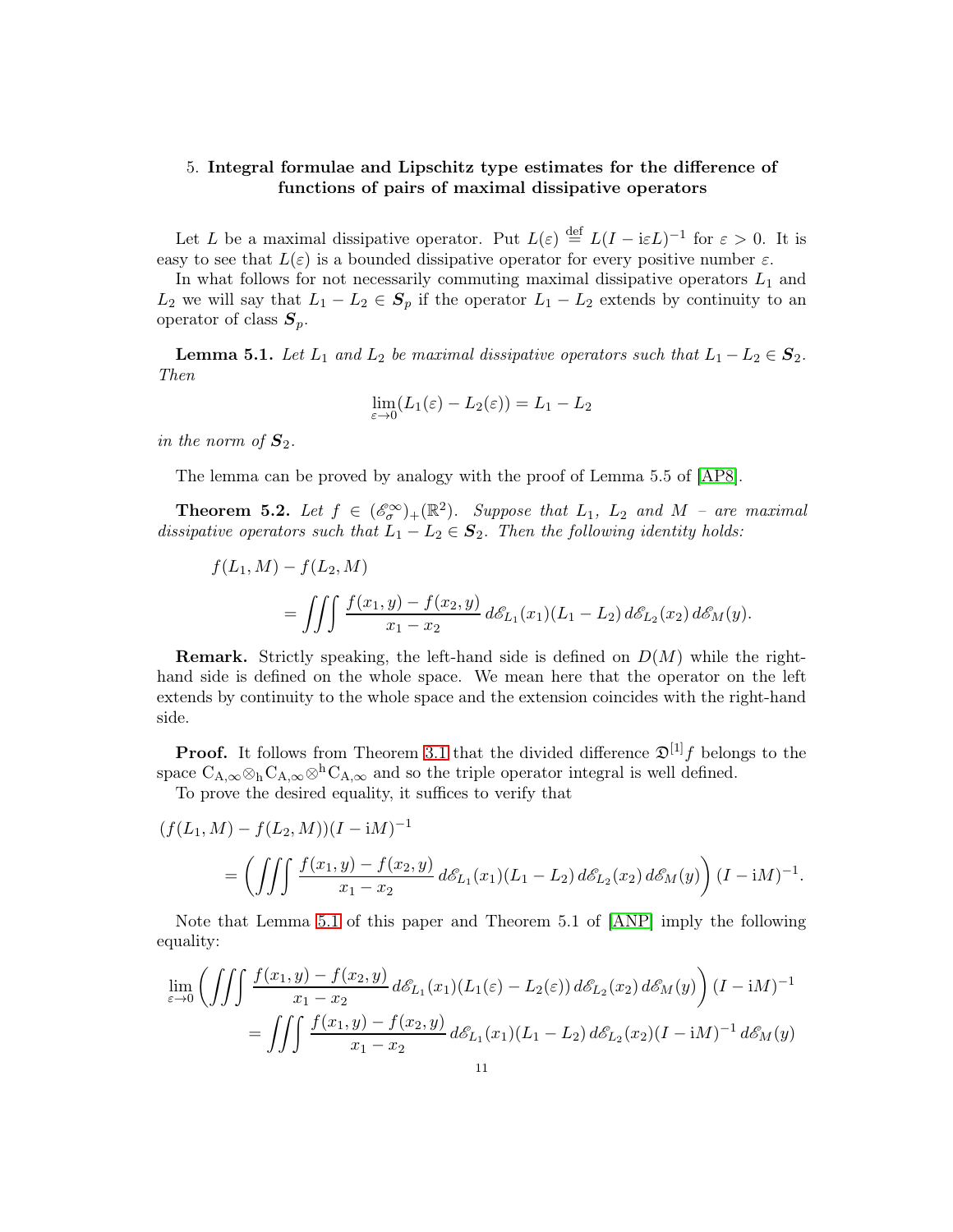## 5. Integral formulae and Lipschitz type estimates for the difference of functions of pairs of maximal dissipative operators

Let $L$ be a maximal dissipative operator. Put $L(\varepsilon) \stackrel{\text{def}}{=} L(I - \mathrm{i}\varepsilon L)^{-1}$ for $\varepsilon > 0$. It is easy to see that $L(\varepsilon)$ is a bounded dissipative operator for every positive number $\varepsilon$.

In what follows for not necessarily commuting maximal dissipative operators $L_1$ and $L_2$ we will say that $L_1 - L_2 \in \boldsymbol{S}_p$ if the operator $L_1 - L_2$ extends by continuity to an operator of class $\boldsymbol{S}_p$.

**Lemma 5.1.** *Let $L_1$ and $L_2$ be maximal dissipative operators such that $L_1 - L_2 \in \boldsymbol{S}_2$. Then*

$$\lim_{\varepsilon \to 0}(L_1(\varepsilon) - L_2(\varepsilon)) = L_1 - L_2$$

*in the norm of $\boldsymbol{S}_2$.*

The lemma can be proved by analogy with the proof of Lemma 5.5 of [AP8].

**Theorem 5.2.** *Let $f \in (\mathscr{E}_\sigma^\infty)_+(\mathbb{R}^2)$. Suppose that $L_1$, $L_2$ and $M$ – are maximal dissipative operators such that $L_1 - L_2 \in \boldsymbol{S}_2$. Then the following identity holds:*

$$f(L_1, M) - f(L_2, M)$$
$$= \iiint \frac{f(x_1, y) - f(x_2, y)}{x_1 - x_2}\, d\mathscr{E}_{L_1}(x_1)(L_1 - L_2)\, d\mathscr{E}_{L_2}(x_2)\, d\mathscr{E}_M(y).$$

**Remark.** Strictly speaking, the left-hand side is defined on $D(M)$ while the right-hand side is defined on the whole space. We mean here that the operator on the left extends by continuity to the whole space and the extension coincides with the right-hand side.

**Proof.** It follows from Theorem 3.1 that the divided difference $\mathfrak{D}^{[1]}f$ belongs to the space $\mathrm{C}_{\mathrm{A},\infty} \otimes_{\mathrm{h}} \mathrm{C}_{\mathrm{A},\infty} \otimes^{\mathrm{h}} \mathrm{C}_{\mathrm{A},\infty}$ and so the triple operator integral is well defined.

To prove the desired equality, it suffices to verify that

$$(f(L_1, M) - f(L_2, M))(I - \mathrm{i}M)^{-1}$$
$$= \left( \iiint \frac{f(x_1, y) - f(x_2, y)}{x_1 - x_2}\, d\mathscr{E}_{L_1}(x_1)(L_1 - L_2)\, d\mathscr{E}_{L_2}(x_2)\, d\mathscr{E}_M(y) \right)(I - \mathrm{i}M)^{-1}.$$

Note that Lemma 5.1 of this paper and Theorem 5.1 of [ANP] imply the following equality:

$$\lim_{\varepsilon \to 0} \left( \iiint \frac{f(x_1, y) - f(x_2, y)}{x_1 - x_2}\, d\mathscr{E}_{L_1}(x_1)(L_1(\varepsilon) - L_2(\varepsilon))\, d\mathscr{E}_{L_2}(x_2)\, d\mathscr{E}_M(y) \right)(I - \mathrm{i}M)^{-1}$$
$$= \iiint \frac{f(x_1, y) - f(x_2, y)}{x_1 - x_2}\, d\mathscr{E}_{L_1}(x_1)(L_1 - L_2)\, d\mathscr{E}_{L_2}(x_2)(I - \mathrm{i}M)^{-1}\, d\mathscr{E}_M(y)$$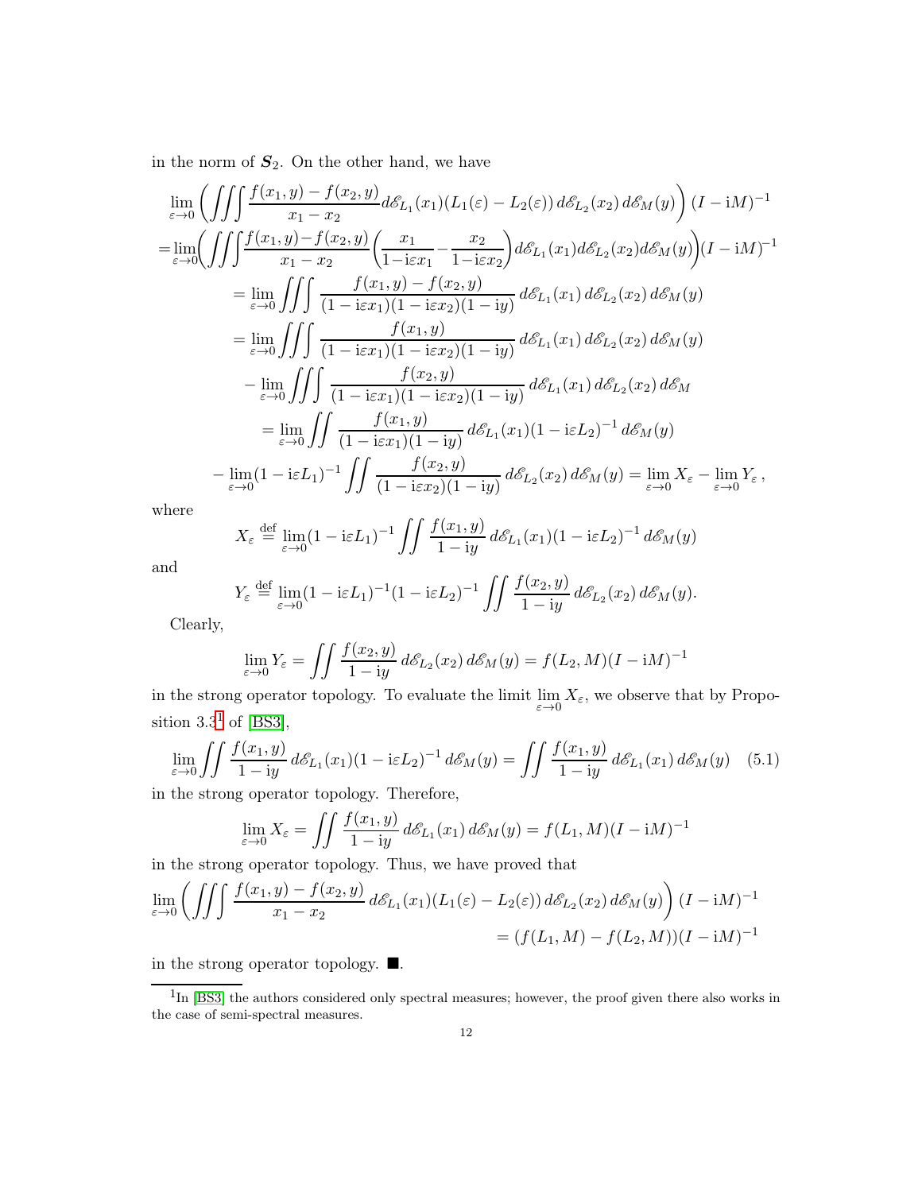in the norm of $\boldsymbol{S}_2$. On the other hand, we have

$$
\begin{aligned}
&\lim_{\varepsilon\to 0}\left(\iiint \frac{f(x_1,y)-f(x_2,y)}{x_1-x_2} d\mathscr{E}_{L_1}(x_1)(L_1(\varepsilon)-L_2(\varepsilon))\, d\mathscr{E}_{L_2}(x_2)\, d\mathscr{E}_M(y)\right)(I-\mathrm{i}M)^{-1}\\
&=\lim_{\varepsilon\to 0}\left(\iiint \frac{f(x_1,y)-f(x_2,y)}{x_1-x_2}\left(\frac{x_1}{1-\mathrm{i}\varepsilon x_1}-\frac{x_2}{1-\mathrm{i}\varepsilon x_2}\right) d\mathscr{E}_{L_1}(x_1) d\mathscr{E}_{L_2}(x_2) d\mathscr{E}_M(y)\right)(I-\mathrm{i}M)^{-1}\\
&=\lim_{\varepsilon\to 0}\iiint \frac{f(x_1,y)-f(x_2,y)}{(1-\mathrm{i}\varepsilon x_1)(1-\mathrm{i}\varepsilon x_2)(1-\mathrm{i}y)}\, d\mathscr{E}_{L_1}(x_1)\, d\mathscr{E}_{L_2}(x_2)\, d\mathscr{E}_M(y)\\
&=\lim_{\varepsilon\to 0}\iiint \frac{f(x_1,y)}{(1-\mathrm{i}\varepsilon x_1)(1-\mathrm{i}\varepsilon x_2)(1-\mathrm{i}y)}\, d\mathscr{E}_{L_1}(x_1)\, d\mathscr{E}_{L_2}(x_2)\, d\mathscr{E}_M(y)\\
&\quad-\lim_{\varepsilon\to 0}\iiint \frac{f(x_2,y)}{(1-\mathrm{i}\varepsilon x_1)(1-\mathrm{i}\varepsilon x_2)(1-\mathrm{i}y)}\, d\mathscr{E}_{L_1}(x_1)\, d\mathscr{E}_{L_2}(x_2)\, d\mathscr{E}_M\\
&=\lim_{\varepsilon\to 0}\iint \frac{f(x_1,y)}{(1-\mathrm{i}\varepsilon x_1)(1-\mathrm{i}y)}\, d\mathscr{E}_{L_1}(x_1)(1-\mathrm{i}\varepsilon L_2)^{-1}\, d\mathscr{E}_M(y)\\
&\quad-\lim_{\varepsilon\to 0}(1-\mathrm{i}\varepsilon L_1)^{-1}\iint \frac{f(x_2,y)}{(1-\mathrm{i}\varepsilon x_2)(1-\mathrm{i}y)}\, d\mathscr{E}_{L_2}(x_2)\, d\mathscr{E}_M(y)=\lim_{\varepsilon\to 0}X_\varepsilon-\lim_{\varepsilon\to 0}Y_\varepsilon\,,
\end{aligned}
$$

where

$$
X_\varepsilon \stackrel{\text{def}}{=} \lim_{\varepsilon\to 0}(1-\mathrm{i}\varepsilon L_1)^{-1}\iint \frac{f(x_1,y)}{1-\mathrm{i}y}\, d\mathscr{E}_{L_1}(x_1)(1-\mathrm{i}\varepsilon L_2)^{-1}\, d\mathscr{E}_M(y)
$$

and

$$
Y_\varepsilon \stackrel{\text{def}}{=} \lim_{\varepsilon\to 0}(1-\mathrm{i}\varepsilon L_1)^{-1}(1-\mathrm{i}\varepsilon L_2)^{-1}\iint \frac{f(x_2,y)}{1-\mathrm{i}y}\, d\mathscr{E}_{L_2}(x_2)\, d\mathscr{E}_M(y).
$$

Clearly,

$$
\lim_{\varepsilon\to 0}Y_\varepsilon=\iint \frac{f(x_2,y)}{1-\mathrm{i}y}\, d\mathscr{E}_{L_2}(x_2)\, d\mathscr{E}_M(y)=f(L_2,M)(I-\mathrm{i}M)^{-1}
$$

in the strong operator topology. To evaluate the limit $\lim_{\varepsilon\to 0}X_\varepsilon$, we observe that by Proposition 3.3[1] of [BS3],

$$
\lim_{\varepsilon\to 0}\iint \frac{f(x_1,y)}{1-\mathrm{i}y}\, d\mathscr{E}_{L_1}(x_1)(1-\mathrm{i}\varepsilon L_2)^{-1}\, d\mathscr{E}_M(y)=\iint \frac{f(x_1,y)}{1-\mathrm{i}y}\, d\mathscr{E}_{L_1}(x_1)\, d\mathscr{E}_M(y) \quad (5.1)
$$

in the strong operator topology. Therefore,

$$
\lim_{\varepsilon\to 0}X_\varepsilon=\iint \frac{f(x_1,y)}{1-\mathrm{i}y}\, d\mathscr{E}_{L_1}(x_1)\, d\mathscr{E}_M(y)=f(L_1,M)(I-\mathrm{i}M)^{-1}
$$

in the strong operator topology. Thus, we have proved that

$$
\begin{aligned}
\lim_{\varepsilon\to 0}\left(\iiint \frac{f(x_1,y)-f(x_2,y)}{x_1-x_2}\, d\mathscr{E}_{L_1}(x_1)(L_1(\varepsilon)-L_2(\varepsilon))\, d\mathscr{E}_{L_2}(x_2)\, d\mathscr{E}_M(y)\right)(I-\mathrm{i}M)^{-1}\\
=(f(L_1,M)-f(L_2,M))(I-\mathrm{i}M)^{-1}
\end{aligned}
$$

in the strong operator topology. ■.

[1] In [BS3] the authors considered only spectral measures; however, the proof given there also works in the case of semi-spectral measures.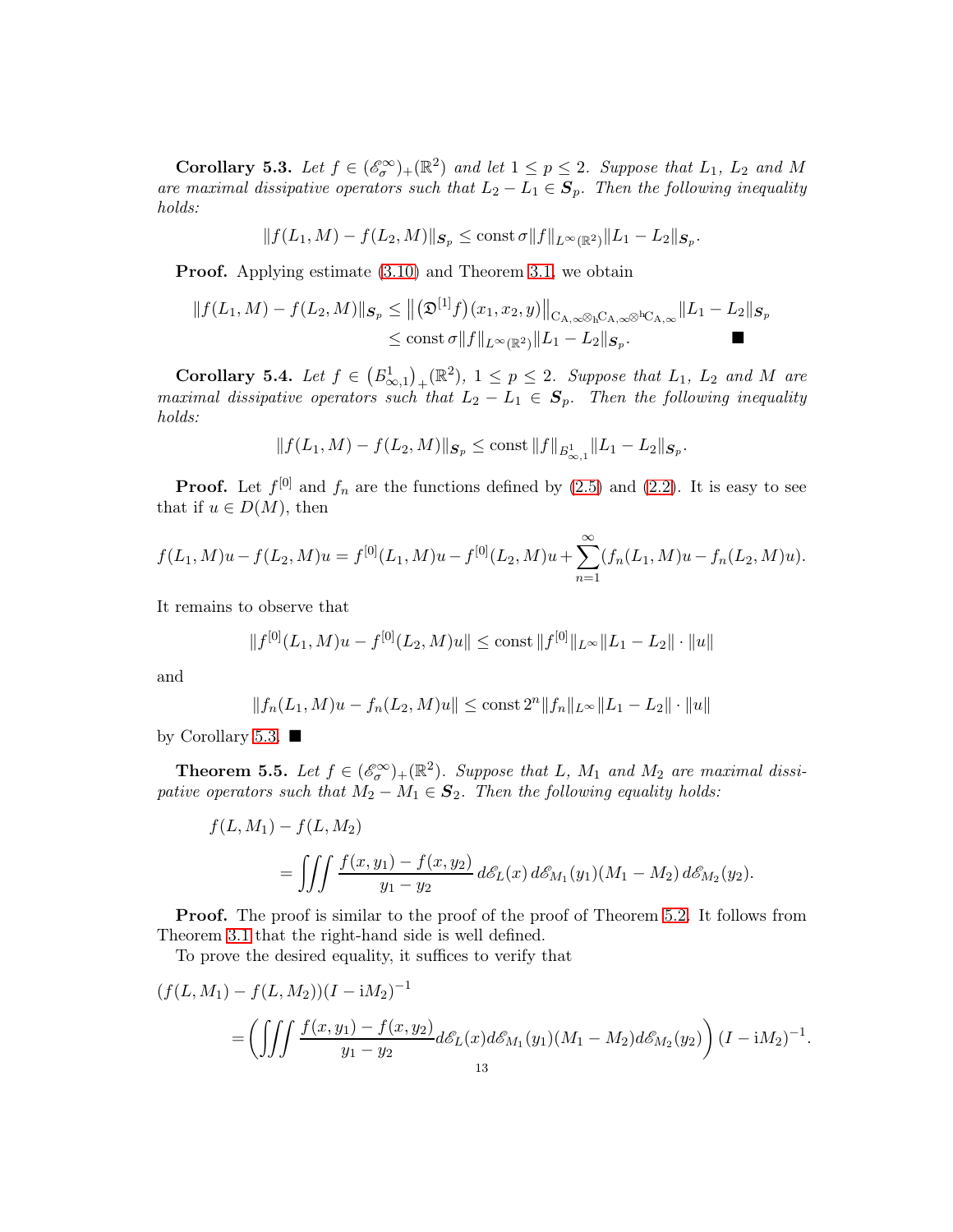**Corollary 5.3.** *Let $f \in (\mathscr{E}_\sigma^\infty)_+(\mathbb{R}^2)$ and let $1 \le p \le 2$. Suppose that $L_1$, $L_2$ and $M$ are maximal dissipative operators such that $L_2 - L_1 \in \boldsymbol{S}_p$. Then the following inequality holds:*

$$\|f(L_1, M) - f(L_2, M)\|_{\boldsymbol{S}_p} \le \operatorname{const} \sigma \|f\|_{L^\infty(\mathbb{R}^2)} \|L_1 - L_2\|_{\boldsymbol{S}_p}.$$

**Proof.** Applying estimate (3.10) and Theorem 3.1, we obtain

$$\begin{aligned}\|f(L_1, M) - f(L_2, M)\|_{\boldsymbol{S}_p} &\le \big\|\big(\mathfrak{D}^{[1]} f\big)(x_1, x_2, y)\big\|_{\mathrm{C}_{\mathrm{A},\infty} \otimes_{\mathrm{h}} \mathrm{C}_{\mathrm{A},\infty} \otimes^{\mathrm{h}} \mathrm{C}_{\mathrm{A},\infty}} \|L_1 - L_2\|_{\boldsymbol{S}_p} \\ &\le \operatorname{const} \sigma \|f\|_{L^\infty(\mathbb{R}^2)} \|L_1 - L_2\|_{\boldsymbol{S}_p}. \qquad \blacksquare\end{aligned}$$

**Corollary 5.4.** *Let $f \in \big(B^1_{\infty,1}\big)_+(\mathbb{R}^2)$, $1 \le p \le 2$. Suppose that $L_1$, $L_2$ and $M$ are maximal dissipative operators such that $L_2 - L_1 \in \boldsymbol{S}_p$. Then the following inequality holds:*

$$\|f(L_1, M) - f(L_2, M)\|_{\boldsymbol{S}_p} \le \operatorname{const} \|f\|_{B^1_{\infty,1}} \|L_1 - L_2\|_{\boldsymbol{S}_p}.$$

**Proof.** Let $f^{[0]}$ and $f_n$ are the functions defined by (2.5) and (2.2). It is easy to see that if $u \in D(M)$, then

$$f(L_1, M)u - f(L_2, M)u = f^{[0]}(L_1, M)u - f^{[0]}(L_2, M)u + \sum_{n=1}^\infty (f_n(L_1, M)u - f_n(L_2, M)u).$$

It remains to observe that

$$\|f^{[0]}(L_1, M)u - f^{[0]}(L_2, M)u\| \le \operatorname{const} \|f^{[0]}\|_{L^\infty} \|L_1 - L_2\| \cdot \|u\|$$

and

$$\|f_n(L_1, M)u - f_n(L_2, M)u\| \le \operatorname{const} 2^n \|f_n\|_{L^\infty} \|L_1 - L_2\| \cdot \|u\|$$

by Corollary 5.3. $\blacksquare$

**Theorem 5.5.** *Let $f \in (\mathscr{E}_\sigma^\infty)_+(\mathbb{R}^2)$. Suppose that $L$, $M_1$ and $M_2$ are maximal dissipative operators such that $M_2 - M_1 \in \boldsymbol{S}_2$. Then the following equality holds:*

$$\begin{aligned}&f(L, M_1) - f(L, M_2) \\ &\qquad = \iiint \frac{f(x, y_1) - f(x, y_2)}{y_1 - y_2}\, d\mathscr{E}_L(x)\, d\mathscr{E}_{M_1}(y_1)(M_1 - M_2)\, d\mathscr{E}_{M_2}(y_2).\end{aligned}$$

**Proof.** The proof is similar to the proof of the proof of Theorem 5.2. It follows from Theorem 3.1 that the right-hand side is well defined.

To prove the desired equality, it suffices to verify that

$$\begin{aligned}&(f(L, M_1) - f(L, M_2))(I - \mathrm{i}M_2)^{-1} \\ &\quad = \left(\iiint \frac{f(x, y_1) - f(x, y_2)}{y_1 - y_2} d\mathscr{E}_L(x) d\mathscr{E}_{M_1}(y_1)(M_1 - M_2) d\mathscr{E}_{M_2}(y_2)\right)(I - \mathrm{i}M_2)^{-1}.\end{aligned}$$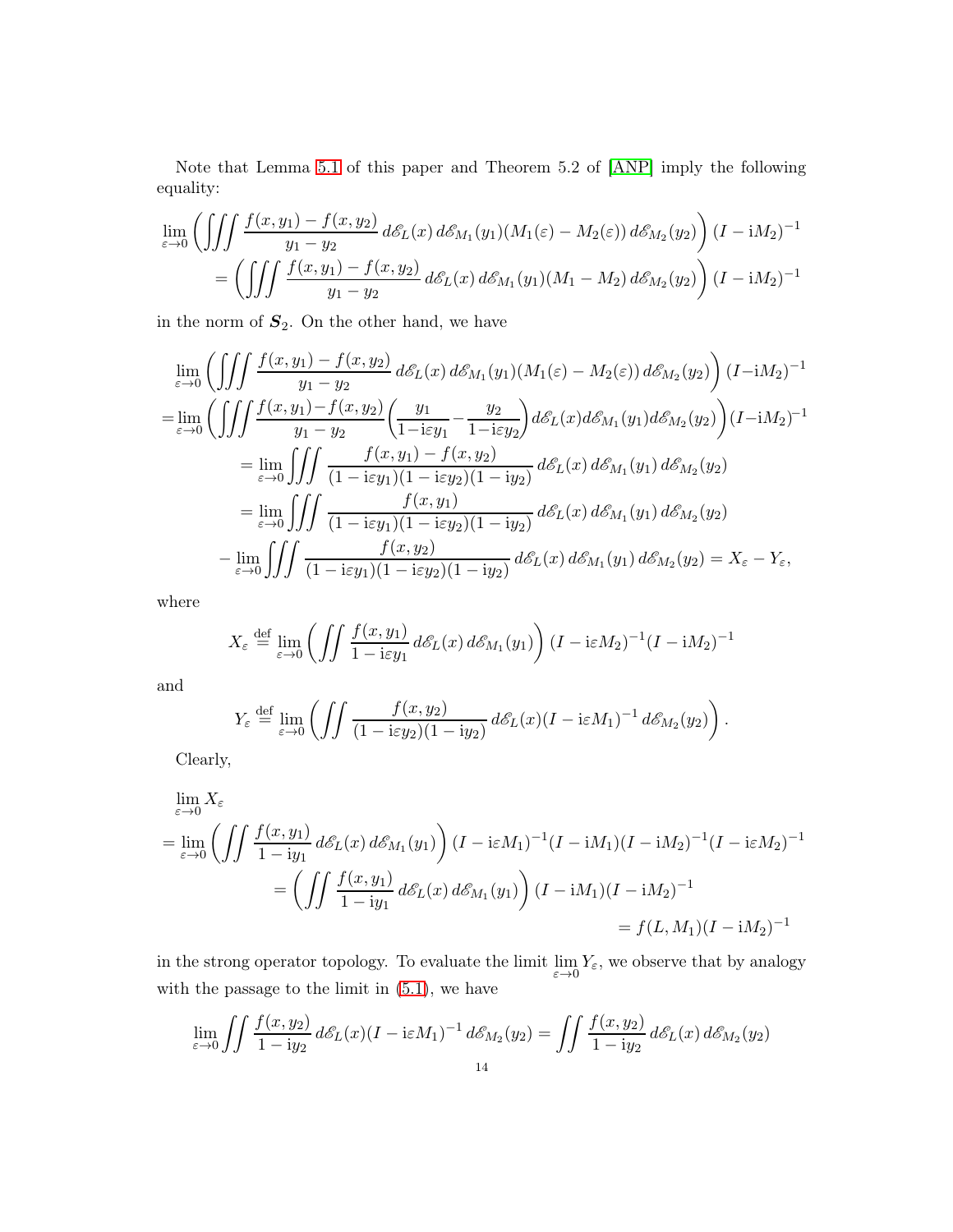Note that Lemma 5.1 of this paper and Theorem 5.2 of [ANP] imply the following equality:

$$\lim_{\varepsilon\to0}\left(\iiint\frac{f(x,y_1)-f(x,y_2)}{y_1-y_2}\,d\mathscr{E}_L(x)\,d\mathscr{E}_{M_1}(y_1)(M_1(\varepsilon)-M_2(\varepsilon))\,d\mathscr{E}_{M_2}(y_2)\right)(I-\mathrm{i}M_2)^{-1}$$
$$=\left(\iiint\frac{f(x,y_1)-f(x,y_2)}{y_1-y_2}\,d\mathscr{E}_L(x)\,d\mathscr{E}_{M_1}(y_1)(M_1-M_2)\,d\mathscr{E}_{M_2}(y_2)\right)(I-\mathrm{i}M_2)^{-1}$$

in the norm of $\boldsymbol{S}_2$. On the other hand, we have

$$\lim_{\varepsilon\to0}\left(\iiint\frac{f(x,y_1)-f(x,y_2)}{y_1-y_2}\,d\mathscr{E}_L(x)\,d\mathscr{E}_{M_1}(y_1)(M_1(\varepsilon)-M_2(\varepsilon))\,d\mathscr{E}_{M_2}(y_2)\right)(I-\mathrm{i}M_2)^{-1}$$
$$=\lim_{\varepsilon\to0}\left(\iiint\frac{f(x,y_1)-f(x,y_2)}{y_1-y_2}\left(\frac{y_1}{1-\mathrm{i}\varepsilon y_1}-\frac{y_2}{1-\mathrm{i}\varepsilon y_2}\right)d\mathscr{E}_L(x)d\mathscr{E}_{M_1}(y_1)d\mathscr{E}_{M_2}(y_2)\right)(I-\mathrm{i}M_2)^{-1}$$
$$=\lim_{\varepsilon\to0}\iiint\frac{f(x,y_1)-f(x,y_2)}{(1-\mathrm{i}\varepsilon y_1)(1-\mathrm{i}\varepsilon y_2)(1-\mathrm{i}y_2)}\,d\mathscr{E}_L(x)\,d\mathscr{E}_{M_1}(y_1)\,d\mathscr{E}_{M_2}(y_2)$$
$$=\lim_{\varepsilon\to0}\iiint\frac{f(x,y_1)}{(1-\mathrm{i}\varepsilon y_1)(1-\mathrm{i}\varepsilon y_2)(1-\mathrm{i}y_2)}\,d\mathscr{E}_L(x)\,d\mathscr{E}_{M_1}(y_1)\,d\mathscr{E}_{M_2}(y_2)$$
$$-\lim_{\varepsilon\to0}\iiint\frac{f(x,y_2)}{(1-\mathrm{i}\varepsilon y_1)(1-\mathrm{i}\varepsilon y_2)(1-\mathrm{i}y_2)}\,d\mathscr{E}_L(x)\,d\mathscr{E}_{M_1}(y_1)\,d\mathscr{E}_{M_2}(y_2)=X_\varepsilon-Y_\varepsilon,$$

where

$$X_\varepsilon\stackrel{\mathrm{def}}{=}\lim_{\varepsilon\to0}\left(\iint\frac{f(x,y_1)}{1-\mathrm{i}\varepsilon y_1}\,d\mathscr{E}_L(x)\,d\mathscr{E}_{M_1}(y_1)\right)(I-\mathrm{i}\varepsilon M_2)^{-1}(I-\mathrm{i}M_2)^{-1}$$

and

$$Y_\varepsilon\stackrel{\mathrm{def}}{=}\lim_{\varepsilon\to0}\left(\iint\frac{f(x,y_2)}{(1-\mathrm{i}\varepsilon y_2)(1-\mathrm{i}y_2)}\,d\mathscr{E}_L(x)(I-\mathrm{i}\varepsilon M_1)^{-1}\,d\mathscr{E}_{M_2}(y_2)\right).$$

Clearly,

$$\lim_{\varepsilon\to0}X_\varepsilon$$
$$=\lim_{\varepsilon\to0}\left(\iint\frac{f(x,y_1)}{1-\mathrm{i}y_1}\,d\mathscr{E}_L(x)\,d\mathscr{E}_{M_1}(y_1)\right)(I-\mathrm{i}\varepsilon M_1)^{-1}(I-\mathrm{i}M_1)(I-\mathrm{i}M_2)^{-1}(I-\mathrm{i}\varepsilon M_2)^{-1}$$
$$=\left(\iint\frac{f(x,y_1)}{1-\mathrm{i}y_1}\,d\mathscr{E}_L(x)\,d\mathscr{E}_{M_1}(y_1)\right)(I-\mathrm{i}M_1)(I-\mathrm{i}M_2)^{-1}$$
$$=f(L,M_1)(I-\mathrm{i}M_2)^{-1}$$

in the strong operator topology. To evaluate the limit $\lim\limits_{\varepsilon\to0}Y_\varepsilon$, we observe that by analogy with the passage to the limit in (5.1), we have

$$\lim_{\varepsilon\to0}\iint\frac{f(x,y_2)}{1-\mathrm{i}y_2}\,d\mathscr{E}_L(x)(I-\mathrm{i}\varepsilon M_1)^{-1}\,d\mathscr{E}_{M_2}(y_2)=\iint\frac{f(x,y_2)}{1-\mathrm{i}y_2}\,d\mathscr{E}_L(x)\,d\mathscr{E}_{M_2}(y_2)$$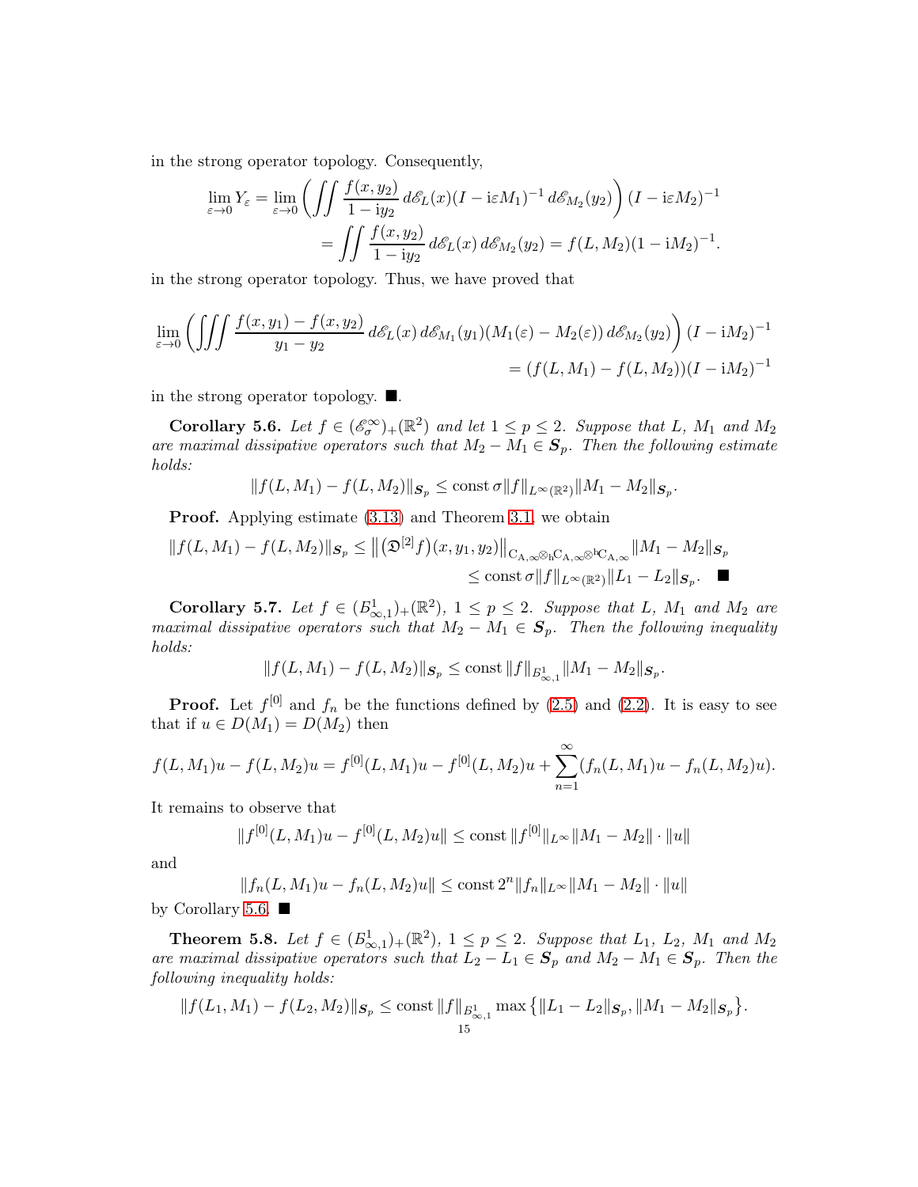in the strong operator topology. Consequently,

$$\lim_{\varepsilon\to 0} Y_\varepsilon = \lim_{\varepsilon\to 0}\left(\iint \frac{f(x,y_2)}{1-\mathrm{i}y_2}\,d\mathscr{E}_L(x)(I-\mathrm{i}\varepsilon M_1)^{-1}\,d\mathscr{E}_{M_2}(y_2)\right)(I-\mathrm{i}\varepsilon M_2)^{-1}$$
$$=\iint \frac{f(x,y_2)}{1-\mathrm{i}y_2}\,d\mathscr{E}_L(x)\,d\mathscr{E}_{M_2}(y_2) = f(L,M_2)(1-\mathrm{i}M_2)^{-1}.$$

in the strong operator topology. Thus, we have proved that

$$\lim_{\varepsilon\to 0}\left(\iiint \frac{f(x,y_1)-f(x,y_2)}{y_1-y_2}\,d\mathscr{E}_L(x)\,d\mathscr{E}_{M_1}(y_1)(M_1(\varepsilon)-M_2(\varepsilon))\,d\mathscr{E}_{M_2}(y_2)\right)(I-\mathrm{i}M_2)^{-1}$$
$$=(f(L,M_1)-f(L,M_2))(I-\mathrm{i}M_2)^{-1}$$

in the strong operator topology. ■.

**Corollary 5.6.** *Let $f\in(\mathscr{E}_\sigma^\infty)_+(\mathbb{R}^2)$ and let $1\le p\le 2$. Suppose that $L$, $M_1$ and $M_2$ are maximal dissipative operators such that $M_2-M_1\in\boldsymbol{S}_p$. Then the following estimate holds:*

$$\|f(L,M_1)-f(L,M_2)\|_{\boldsymbol{S}_p}\le \mathrm{const}\,\sigma\|f\|_{L^\infty(\mathbb{R}^2)}\|M_1-M_2\|_{\boldsymbol{S}_p}.$$

**Proof.** Applying estimate (3.13) and Theorem 3.1, we obtain

$$\|f(L,M_1)-f(L,M_2)\|_{\boldsymbol{S}_p}\le \big\|\big(\mathfrak{D}^{[2]}f\big)(x,y_1,y_2)\big\|_{\mathrm{C}_{\mathrm{A},\infty}\otimes_{\mathrm{h}}\mathrm{C}_{\mathrm{A},\infty}\otimes^{\mathrm{h}}\mathrm{C}_{\mathrm{A},\infty}}\|M_1-M_2\|_{\boldsymbol{S}_p}$$
$$\le \mathrm{const}\,\sigma\|f\|_{L^\infty(\mathbb{R}^2)}\|L_1-L_2\|_{\boldsymbol{S}_p}.\quad ■$$

**Corollary 5.7.** *Let $f\in(B_{\infty,1}^1)_+(\mathbb{R}^2)$, $1\le p\le 2$. Suppose that $L$, $M_1$ and $M_2$ are maximal dissipative operators such that $M_2-M_1\in\boldsymbol{S}_p$. Then the following inequality holds:*

$$\|f(L,M_1)-f(L,M_2)\|_{\boldsymbol{S}_p}\le \mathrm{const}\,\|f\|_{B_{\infty,1}^1}\|M_1-M_2\|_{\boldsymbol{S}_p}.$$

**Proof.** Let $f^{[0]}$ and $f_n$ be the functions defined by (2.5) and (2.2). It is easy to see that if $u\in D(M_1)=D(M_2)$ then

$$f(L,M_1)u-f(L,M_2)u=f^{[0]}(L,M_1)u-f^{[0]}(L,M_2)u+\sum_{n=1}^\infty(f_n(L,M_1)u-f_n(L,M_2)u).$$

It remains to observe that

$$\|f^{[0]}(L,M_1)u-f^{[0]}(L,M_2)u\|\le \mathrm{const}\,\|f^{[0]}\|_{L^\infty}\|M_1-M_2\|\cdot\|u\|$$

and

$$\|f_n(L,M_1)u-f_n(L,M_2)u\|\le \mathrm{const}\,2^n\|f_n\|_{L^\infty}\|M_1-M_2\|\cdot\|u\|$$

by Corollary 5.6. ■

**Theorem 5.8.** *Let $f\in(B_{\infty,1}^1)_+(\mathbb{R}^2)$, $1\le p\le 2$. Suppose that $L_1$, $L_2$, $M_1$ and $M_2$ are maximal dissipative operators such that $L_2-L_1\in\boldsymbol{S}_p$ and $M_2-M_1\in\boldsymbol{S}_p$. Then the following inequality holds:*

$$\|f(L_1,M_1)-f(L_2,M_2)\|_{\boldsymbol{S}_p}\le \mathrm{const}\,\|f\|_{B_{\infty,1}^1}\max\big\{\|L_1-L_2\|_{\boldsymbol{S}_p},\|M_1-M_2\|_{\boldsymbol{S}_p}\big\}.$$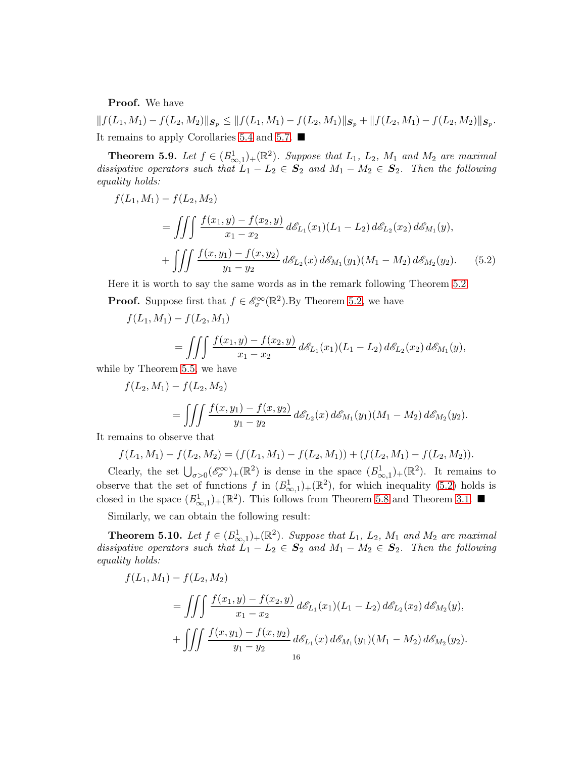**Proof.** We have

$$\|f(L_1,M_1)-f(L_2,M_2)\|_{\boldsymbol{S}_p}\le\|f(L_1,M_1)-f(L_2,M_1)\|_{\boldsymbol{S}_p}+\|f(L_2,M_1)-f(L_2,M_2)\|_{\boldsymbol{S}_p}.$$

It remains to apply Corollaries 5.4 and 5.7. ■

**Theorem 5.9.** *Let $f\in(B^1_{\infty,1})_+(\mathbb{R}^2)$. Suppose that $L_1$, $L_2$, $M_1$ and $M_2$ are maximal dissipative operators such that $L_1-L_2\in\boldsymbol{S}_2$ and $M_1-M_2\in\boldsymbol{S}_2$. Then the following equality holds:*

$$\begin{aligned}
f(L_1,M_1)&-f(L_2,M_2)\\
&=\iiint\frac{f(x_1,y)-f(x_2,y)}{x_1-x_2}\,d\mathscr{E}_{L_1}(x_1)(L_1-L_2)\,d\mathscr{E}_{L_2}(x_2)\,d\mathscr{E}_{M_1}(y),\\
&+\iiint\frac{f(x,y_1)-f(x,y_2)}{y_1-y_2}\,d\mathscr{E}_{L_2}(x)\,d\mathscr{E}_{M_1}(y_1)(M_1-M_2)\,d\mathscr{E}_{M_2}(y_2).
\end{aligned}\tag{5.2}$$

Here it is worth to say the same words as in the remark following Theorem 5.2.

**Proof.** Suppose first that $f\in\mathscr{E}^\infty_\sigma(\mathbb{R}^2)$.By Theorem 5.2, we have

$$f(L_1,M_1)-f(L_2,M_1)=\iiint\frac{f(x_1,y)-f(x_2,y)}{x_1-x_2}\,d\mathscr{E}_{L_1}(x_1)(L_1-L_2)\,d\mathscr{E}_{L_2}(x_2)\,d\mathscr{E}_{M_1}(y),$$

while by Theorem 5.5, we have

$$f(L_2,M_1)-f(L_2,M_2)=\iiint\frac{f(x,y_1)-f(x,y_2)}{y_1-y_2}\,d\mathscr{E}_{L_2}(x)\,d\mathscr{E}_{M_1}(y_1)(M_1-M_2)\,d\mathscr{E}_{M_2}(y_2).$$

It remains to observe that

$$f(L_1,M_1)-f(L_2,M_2)=(f(L_1,M_1)-f(L_2,M_1))+(f(L_2,M_1)-f(L_2,M_2)).$$

Clearly, the set $\bigcup_{\sigma>0}(\mathscr{E}^\infty_\sigma)_+(\mathbb{R}^2)$ is dense in the space $(B^1_{\infty,1})_+(\mathbb{R}^2)$. It remains to observe that the set of functions $f$ in $(B^1_{\infty,1})_+(\mathbb{R}^2)$, for which inequality (5.2) holds is closed in the space $(B^1_{\infty,1})_+(\mathbb{R}^2)$. This follows from Theorem 5.8 and Theorem 3.1. ■

Similarly, we can obtain the following result:

**Theorem 5.10.** *Let $f\in(B^1_{\infty,1})_+(\mathbb{R}^2)$. Suppose that $L_1$, $L_2$, $M_1$ and $M_2$ are maximal dissipative operators such that $L_1-L_2\in\boldsymbol{S}_2$ and $M_1-M_2\in\boldsymbol{S}_2$. Then the following equality holds:*

$$\begin{aligned}
f(L_1,M_1)&-f(L_2,M_2)\\
&=\iiint\frac{f(x_1,y)-f(x_2,y)}{x_1-x_2}\,d\mathscr{E}_{L_1}(x_1)(L_1-L_2)\,d\mathscr{E}_{L_2}(x_2)\,d\mathscr{E}_{M_2}(y),\\
&+\iiint\frac{f(x,y_1)-f(x,y_2)}{y_1-y_2}\,d\mathscr{E}_{L_1}(x)\,d\mathscr{E}_{M_1}(y_1)(M_1-M_2)\,d\mathscr{E}_{M_2}(y_2).
\end{aligned}$$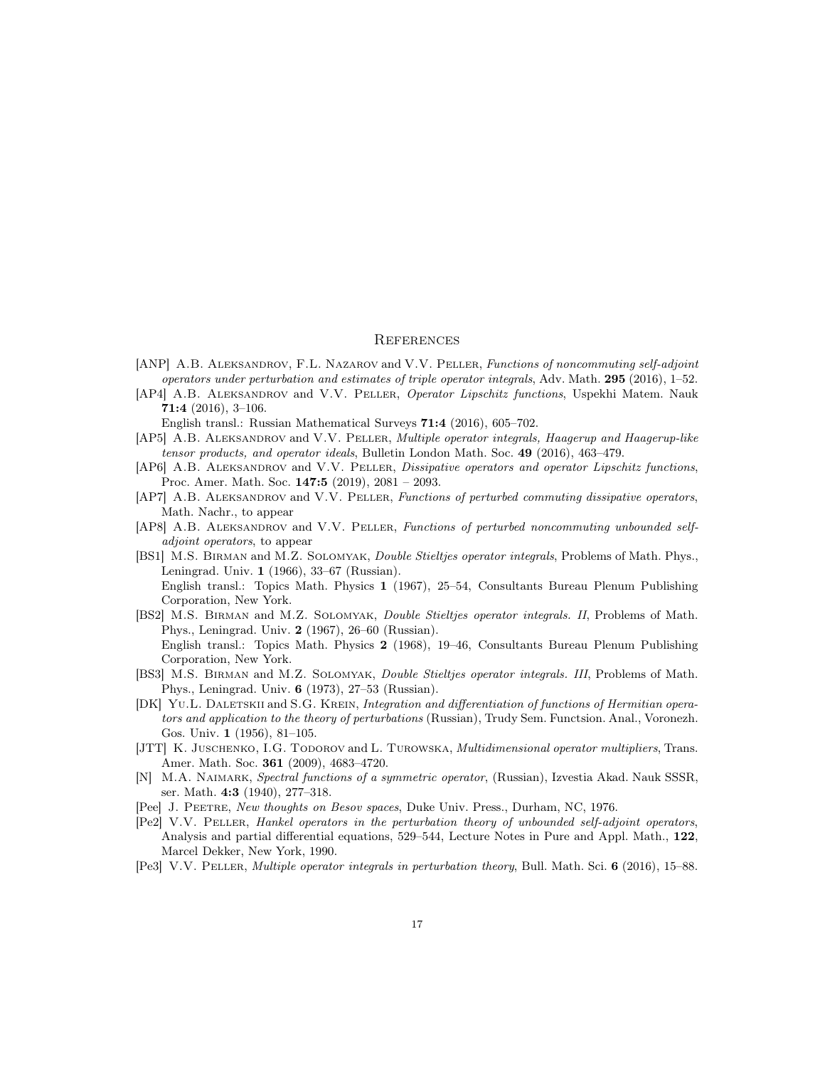## References

[ANP] A.B. Aleksandrov, F.L. Nazarov and V.V. Peller, *Functions of noncommuting self-adjoint operators under perturbation and estimates of triple operator integrals*, Adv. Math. **295** (2016), 1–52.

[AP4] A.B. Aleksandrov and V.V. Peller, *Operator Lipschitz functions*, Uspekhi Matem. Nauk **71:4** (2016), 3–106.
English transl.: Russian Mathematical Surveys **71:4** (2016), 605–702.

[AP5] A.B. Aleksandrov and V.V. Peller, *Multiple operator integrals, Haagerup and Haagerup-like tensor products, and operator ideals*, Bulletin London Math. Soc. **49** (2016), 463–479.

[AP6] A.B. Aleksandrov and V.V. Peller, *Dissipative operators and operator Lipschitz functions*, Proc. Amer. Math. Soc. **147:5** (2019), 2081 – 2093.

[AP7] A.B. Aleksandrov and V.V. Peller, *Functions of perturbed commuting dissipative operators*, Math. Nachr., to appear

[AP8] A.B. Aleksandrov and V.V. Peller, *Functions of perturbed noncommuting unbounded self-adjoint operators*, to appear

[BS1] M.S. Birman and M.Z. Solomyak, *Double Stieltjes operator integrals*, Problems of Math. Phys., Leningrad. Univ. **1** (1966), 33–67 (Russian).
English transl.: Topics Math. Physics **1** (1967), 25–54, Consultants Bureau Plenum Publishing Corporation, New York.

[BS2] M.S. Birman and M.Z. Solomyak, *Double Stieltjes operator integrals. II*, Problems of Math. Phys., Leningrad. Univ. **2** (1967), 26–60 (Russian).
English transl.: Topics Math. Physics **2** (1968), 19–46, Consultants Bureau Plenum Publishing Corporation, New York.

[BS3] M.S. Birman and M.Z. Solomyak, *Double Stieltjes operator integrals. III*, Problems of Math. Phys., Leningrad. Univ. **6** (1973), 27–53 (Russian).

[DK] Yu.L. Daletskii and S.G. Krein, *Integration and differentiation of functions of Hermitian operators and application to the theory of perturbations* (Russian), Trudy Sem. Functsion. Anal., Voronezh. Gos. Univ. **1** (1956), 81–105.

[JTT] K. Juschenko, I.G. Todorov and L. Turowska, *Multidimensional operator multipliers*, Trans. Amer. Math. Soc. **361** (2009), 4683–4720.

[N] M.A. Naimark, *Spectral functions of a symmetric operator*, (Russian), Izvestia Akad. Nauk SSSR, ser. Math. **4:3** (1940), 277–318.

[Pee] J. Peetre, *New thoughts on Besov spaces*, Duke Univ. Press., Durham, NC, 1976.

[Pe2] V.V. Peller, *Hankel operators in the perturbation theory of unbounded self-adjoint operators*, Analysis and partial differential equations, 529–544, Lecture Notes in Pure and Appl. Math., **122**, Marcel Dekker, New York, 1990.

[Pe3] V.V. Peller, *Multiple operator integrals in perturbation theory*, Bull. Math. Sci. **6** (2016), 15–88.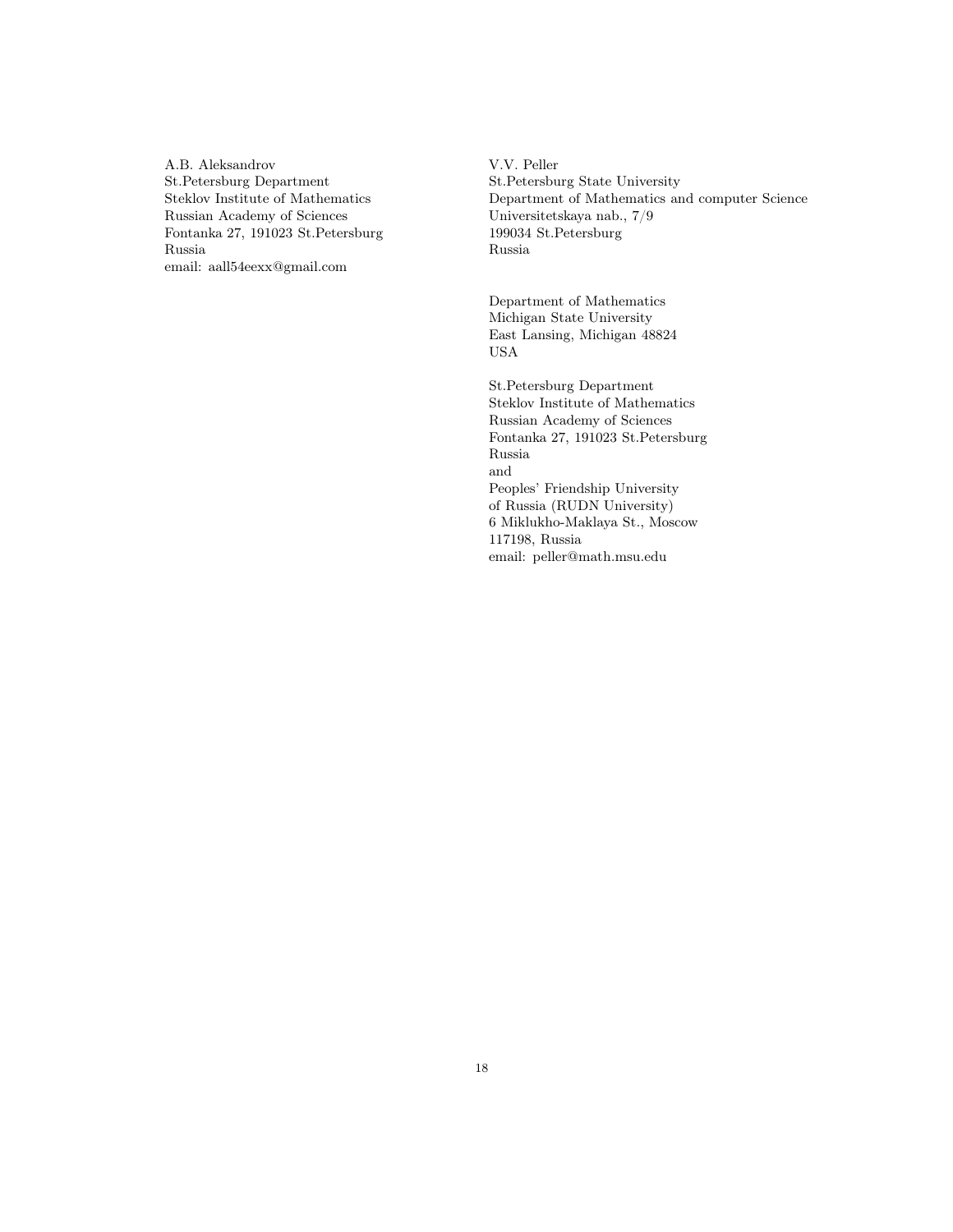A.B. Aleksandrov
St.Petersburg Department
Steklov Institute of Mathematics
Russian Academy of Sciences
Fontanka 27, 191023 St.Petersburg
Russia
email: aall54eexx@gmail.com

V.V. Peller
St.Petersburg State University
Department of Mathematics and computer Science
Universitetskaya nab., 7/9
199034 St.Petersburg
Russia

Department of Mathematics
Michigan State University
East Lansing, Michigan 48824
USA

St.Petersburg Department
Steklov Institute of Mathematics
Russian Academy of Sciences
Fontanka 27, 191023 St.Petersburg
Russia
and
Peoples' Friendship University
of Russia (RUDN University)
6 Miklukho-Maklaya St., Moscow
117198, Russia
email: peller@math.msu.edu